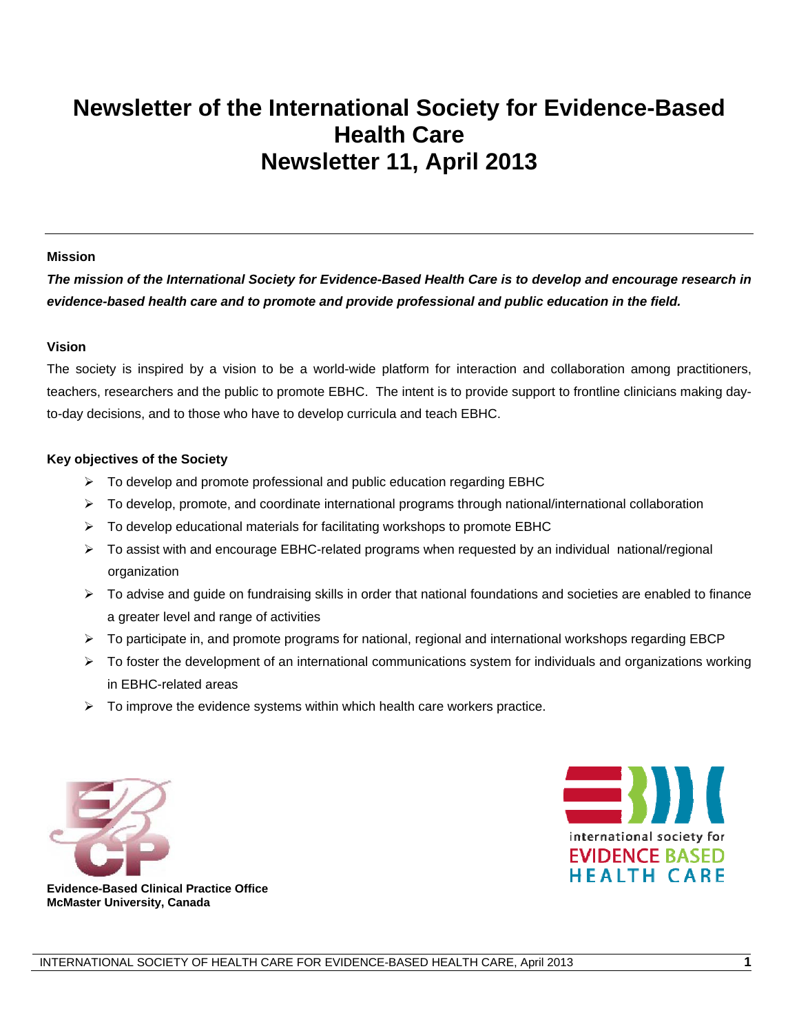# Newsletter of the International Society for Evidence-Based Health Care
# Newsletter 11, April 2013

---

**Mission**

***The mission of the International Society for Evidence-Based Health Care is to develop and encourage research in evidence-based health care and to promote and provide professional and public education in the field.***

**Vision**

The society is inspired by a vision to be a world-wide platform for interaction and collaboration among practitioners, teachers, researchers and the public to promote EBHC. The intent is to provide support to frontline clinicians making day-to-day decisions, and to those who have to develop curricula and teach EBHC.

**Key objectives of the Society**

- To develop and promote professional and public education regarding EBHC
- To develop, promote, and coordinate international programs through national/international collaboration
- To develop educational materials for facilitating workshops to promote EBHC
- To assist with and encourage EBHC-related programs when requested by an individual national/regional organization
- To advise and guide on fundraising skills in order that national foundations and societies are enabled to finance a greater level and range of activities
- To participate in, and promote programs for national, regional and international workshops regarding EBCP
- To foster the development of an international communications system for individuals and organizations working in EBHC-related areas
- To improve the evidence systems within which health care workers practice.

**Evidence-Based Clinical Practice Office**
**McMaster University, Canada**

international society for
EVIDENCE BASED
HEALTH CARE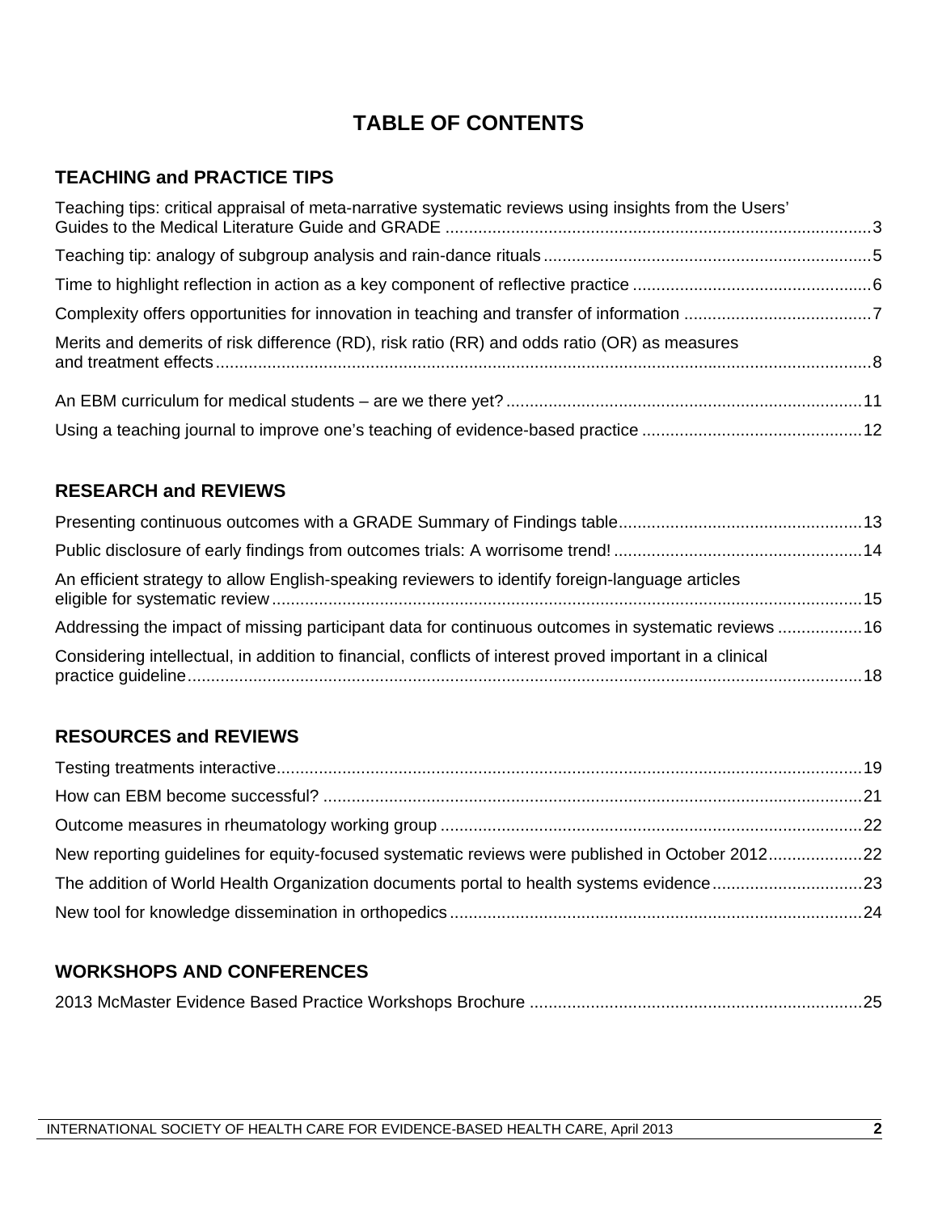# TABLE OF CONTENTS

## TEACHING and PRACTICE TIPS

Teaching tips: critical appraisal of meta-narrative systematic reviews using insights from the Users' Guides to the Medical Literature Guide and GRADE ........................................................................................3

Teaching tip: analogy of subgroup analysis and rain-dance rituals .........................................................5

Time to highlight reflection in action as a key component of reflective practice .......................................6

Complexity offers opportunities for innovation in teaching and transfer of information ............................7

Merits and demerits of risk difference (RD), risk ratio (RR) and odds ratio (OR) as measures and treatment effects ...............................................................................................................................8

An EBM curriculum for medical students – are we there yet? ................................................................11

Using a teaching journal to improve one's teaching of evidence-based practice ......................................12

## RESEARCH and REVIEWS

Presenting continuous outcomes with a GRADE Summary of Findings table...........................................13

Public disclosure of early findings from outcomes trials: A worrisome trend! ..........................................14

An efficient strategy to allow English-speaking reviewers to identify foreign-language articles eligible for systematic review .................................................................................................................15

Addressing the impact of missing participant data for continuous outcomes in systematic reviews ..........16

Considering intellectual, in addition to financial, conflicts of interest proved important in a clinical practice guideline .................................................................................................................................18

## RESOURCES and REVIEWS

Testing treatments interactive...............................................................................................................19

How can EBM become successful? ......................................................................................................21

Outcome measures in rheumatology working group ..............................................................................22

New reporting guidelines for equity-focused systematic reviews were published in October 2012...........22

The addition of World Health Organization documents portal to health systems evidence.......................23

New tool for knowledge dissemination in orthopedics ...........................................................................24

## WORKSHOPS AND CONFERENCES

2013 McMaster Evidence Based Practice Workshops Brochure ............................................................25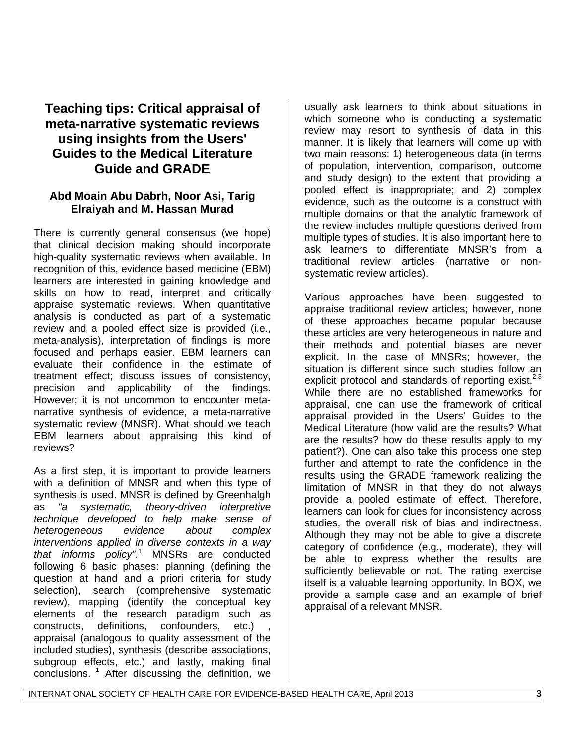# Teaching tips: Critical appraisal of meta-narrative systematic reviews using insights from the Users' Guides to the Medical Literature Guide and GRADE

### Abd Moain Abu Dabrh, Noor Asi, Tarig Elraiyah and M. Hassan Murad

There is currently general consensus (we hope) that clinical decision making should incorporate high-quality systematic reviews when available. In recognition of this, evidence based medicine (EBM) learners are interested in gaining knowledge and skills on how to read, interpret and critically appraise systematic reviews. When quantitative analysis is conducted as part of a systematic review and a pooled effect size is provided (i.e., meta-analysis), interpretation of findings is more focused and perhaps easier. EBM learners can evaluate their confidence in the estimate of treatment effect; discuss issues of consistency, precision and applicability of the findings. However; it is not uncommon to encounter meta-narrative synthesis of evidence, a meta-narrative systematic review (MNSR). What should we teach EBM learners about appraising this kind of reviews?

As a first step, it is important to provide learners with a definition of MNSR and when this type of synthesis is used. MNSR is defined by Greenhalgh as *"a systematic, theory-driven interpretive technique developed to help make sense of heterogeneous evidence about complex interventions applied in diverse contexts in a way that informs policy".*[1] MNSRs are conducted following 6 basic phases: planning (defining the question at hand and a priori criteria for study selection), search (comprehensive systematic review), mapping (identify the conceptual key elements of the research paradigm such as constructs, definitions, confounders, etc.) , appraisal (analogous to quality assessment of the included studies), synthesis (describe associations, subgroup effects, etc.) and lastly, making final conclusions. [1] After discussing the definition, we usually ask learners to think about situations in which someone who is conducting a systematic review may resort to synthesis of data in this manner. It is likely that learners will come up with two main reasons: 1) heterogeneous data (in terms of population, intervention, comparison, outcome and study design) to the extent that providing a pooled effect is inappropriate; and 2) complex evidence, such as the outcome is a construct with multiple domains or that the analytic framework of the review includes multiple questions derived from multiple types of studies. It is also important here to ask learners to differentiate MNSR's from a traditional review articles (narrative or non-systematic review articles).

Various approaches have been suggested to appraise traditional review articles; however, none of these approaches became popular because these articles are very heterogeneous in nature and their methods and potential biases are never explicit. In the case of MNSRs; however, the situation is different since such studies follow an explicit protocol and standards of reporting exist.[2,3] While there are no established frameworks for appraisal, one can use the framework of critical appraisal provided in the Users' Guides to the Medical Literature (how valid are the results? What are the results? how do these results apply to my patient?). One can also take this process one step further and attempt to rate the confidence in the results using the GRADE framework realizing the limitation of MNSR in that they do not always provide a pooled estimate of effect. Therefore, learners can look for clues for inconsistency across studies, the overall risk of bias and indirectness. Although they may not be able to give a discrete category of confidence (e.g., moderate), they will be able to express whether the results are sufficiently believable or not. The rating exercise itself is a valuable learning opportunity. In BOX, we provide a sample case and an example of brief appraisal of a relevant MNSR.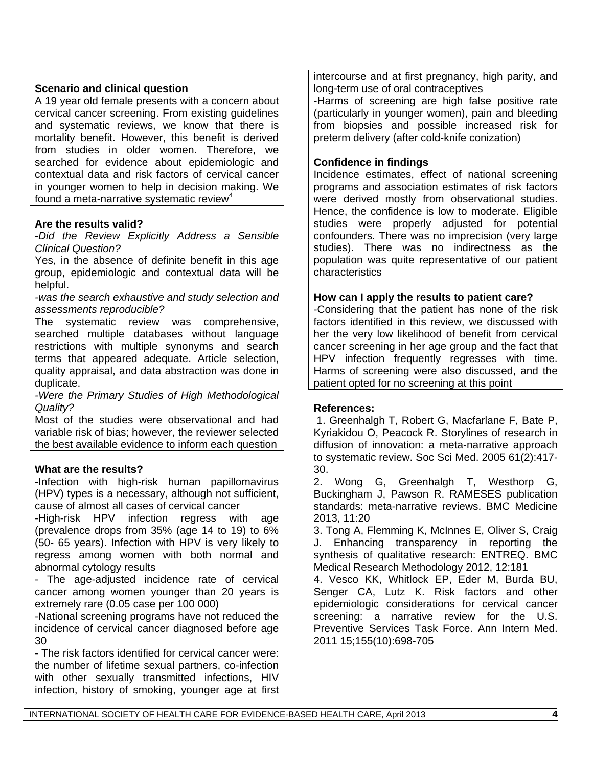### Scenario and clinical question

A 19 year old female presents with a concern about cervical cancer screening. From existing guidelines and systematic reviews, we know that there is mortality benefit. However, this benefit is derived from studies in older women. Therefore, we searched for evidence about epidemiologic and contextual data and risk factors of cervical cancer in younger women to help in decision making. We found a meta-narrative systematic review[4]

### Are the results valid?

*-Did the Review Explicitly Address a Sensible Clinical Question?*

Yes, in the absence of definite benefit in this age group, epidemiologic and contextual data will be helpful.

*-was the search exhaustive and study selection and assessments reproducible?*

The systematic review was comprehensive, searched multiple databases without language restrictions with multiple synonyms and search terms that appeared adequate. Article selection, quality appraisal, and data abstraction was done in duplicate.

*-Were the Primary Studies of High Methodological Quality?*

Most of the studies were observational and had variable risk of bias; however, the reviewer selected the best available evidence to inform each question

### What are the results?

-Infection with high-risk human papillomavirus (HPV) types is a necessary, although not sufficient, cause of almost all cases of cervical cancer

-High-risk HPV infection regress with age (prevalence drops from 35% (age 14 to 19) to 6% (50- 65 years). Infection with HPV is very likely to regress among women with both normal and abnormal cytology results

- The age-adjusted incidence rate of cervical cancer among women younger than 20 years is extremely rare (0.05 case per 100 000)

-National screening programs have not reduced the incidence of cervical cancer diagnosed before age 30

- The risk factors identified for cervical cancer were: the number of lifetime sexual partners, co-infection with other sexually transmitted infections, HIV infection, history of smoking, younger age at first intercourse and at first pregnancy, high parity, and long-term use of oral contraceptives

-Harms of screening are high false positive rate (particularly in younger women), pain and bleeding from biopsies and possible increased risk for preterm delivery (after cold-knife conization)

### Confidence in findings

Incidence estimates, effect of national screening programs and association estimates of risk factors were derived mostly from observational studies. Hence, the confidence is low to moderate. Eligible studies were properly adjusted for potential confounders. There was no imprecision (very large studies). There was no indirectness as the population was quite representative of our patient characteristics

### How can I apply the results to patient care?

-Considering that the patient has none of the risk factors identified in this review, we discussed with her the very low likelihood of benefit from cervical cancer screening in her age group and the fact that HPV infection frequently regresses with time. Harms of screening were also discussed, and the patient opted for no screening at this point

### References:

1. Greenhalgh T, Robert G, Macfarlane F, Bate P, Kyriakidou O, Peacock R. Storylines of research in diffusion of innovation: a meta-narrative approach to systematic review. Soc Sci Med. 2005 61(2):417-30.

2. Wong G, Greenhalgh T, Westhorp G, Buckingham J, Pawson R. RAMESES publication standards: meta-narrative reviews. BMC Medicine 2013, 11:20

3. Tong A, Flemming K, McInnes E, Oliver S, Craig J. Enhancing transparency in reporting the synthesis of qualitative research: ENTREQ. BMC Medical Research Methodology 2012, 12:181

4. Vesco KK, Whitlock EP, Eder M, Burda BU, Senger CA, Lutz K. Risk factors and other epidemiologic considerations for cervical cancer screening: a narrative review for the U.S. Preventive Services Task Force. Ann Intern Med. 2011 15;155(10):698-705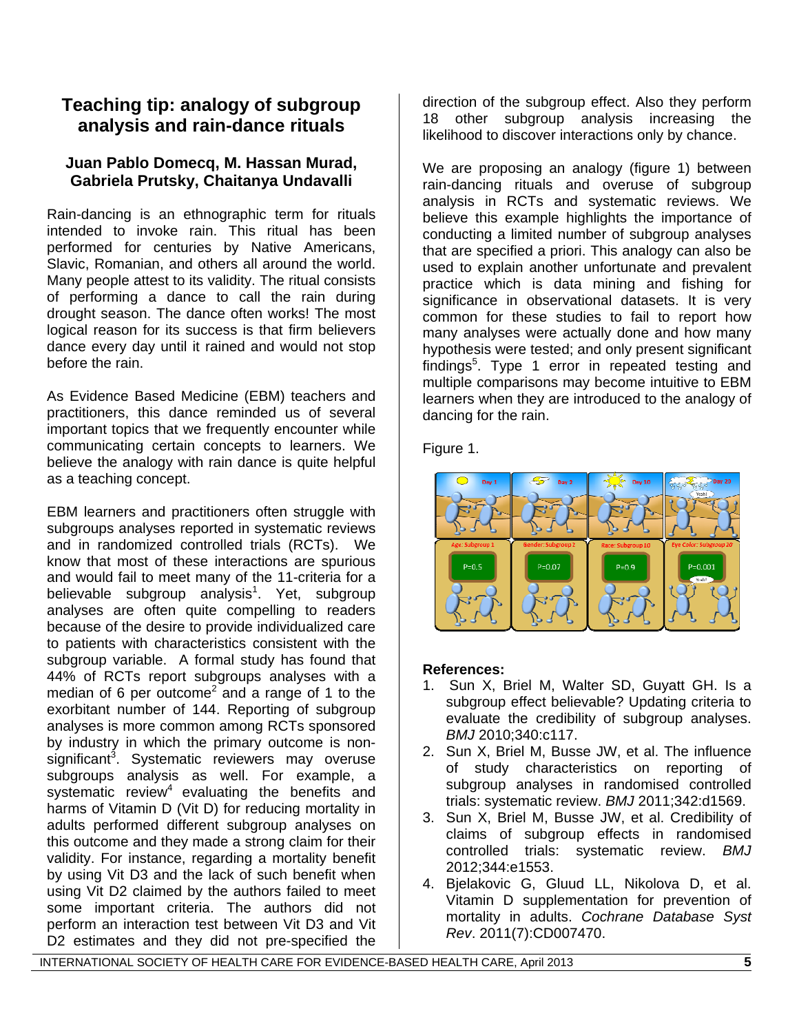# Teaching tip: analogy of subgroup analysis and rain-dance rituals

**Juan Pablo Domecq, M. Hassan Murad, Gabriela Prutsky, Chaitanya Undavalli**

Rain-dancing is an ethnographic term for rituals intended to invoke rain. This ritual has been performed for centuries by Native Americans, Slavic, Romanian, and others all around the world. Many people attest to its validity. The ritual consists of performing a dance to call the rain during drought season. The dance often works! The most logical reason for its success is that firm believers dance every day until it rained and would not stop before the rain.

As Evidence Based Medicine (EBM) teachers and practitioners, this dance reminded us of several important topics that we frequently encounter while communicating certain concepts to learners. We believe the analogy with rain dance is quite helpful as a teaching concept.

EBM learners and practitioners often struggle with subgroups analyses reported in systematic reviews and in randomized controlled trials (RCTs). We know that most of these interactions are spurious and would fail to meet many of the 11-criteria for a believable subgroup analysis[1]. Yet, subgroup analyses are often quite compelling to readers because of the desire to provide individualized care to patients with characteristics consistent with the subgroup variable. A formal study has found that 44% of RCTs report subgroups analyses with a median of 6 per outcome[2] and a range of 1 to the exorbitant number of 144. Reporting of subgroup analyses is more common among RCTs sponsored by industry in which the primary outcome is non-significant[3]. Systematic reviewers may overuse subgroups analysis as well. For example, a systematic review[4] evaluating the benefits and harms of Vitamin D (Vit D) for reducing mortality in adults performed different subgroup analyses on this outcome and they made a strong claim for their validity. For instance, regarding a mortality benefit by using Vit D3 and the lack of such benefit when using Vit D2 claimed by the authors failed to meet some important criteria. The authors did not perform an interaction test between Vit D3 and Vit D2 estimates and they did not pre-specified the direction of the subgroup effect. Also they perform 18 other subgroup analysis increasing the likelihood to discover interactions only by chance.

We are proposing an analogy (figure 1) between rain-dancing rituals and overuse of subgroup analysis in RCTs and systematic reviews. We believe this example highlights the importance of conducting a limited number of subgroup analyses that are specified a priori. This analogy can also be used to explain another unfortunate and prevalent practice which is data mining and fishing for significance in observational datasets. It is very common for these studies to fail to report how many analyses were actually done and how many hypothesis were tested; and only present significant findings[5]. Type 1 error in repeated testing and multiple comparisons may become intuitive to EBM learners when they are introduced to the analogy of dancing for the rain.

Figure 1.

**References:**

1. Sun X, Briel M, Walter SD, Guyatt GH. Is a subgroup effect believable? Updating criteria to evaluate the credibility of subgroup analyses. *BMJ* 2010;340:c117.
2. Sun X, Briel M, Busse JW, et al. The influence of study characteristics on reporting of subgroup analyses in randomised controlled trials: systematic review. *BMJ* 2011;342:d1569.
3. Sun X, Briel M, Busse JW, et al. Credibility of claims of subgroup effects in randomised controlled trials: systematic review. *BMJ* 2012;344:e1553.
4. Bjelakovic G, Gluud LL, Nikolova D, et al. Vitamin D supplementation for prevention of mortality in adults. *Cochrane Database Syst Rev*. 2011(7):CD007470.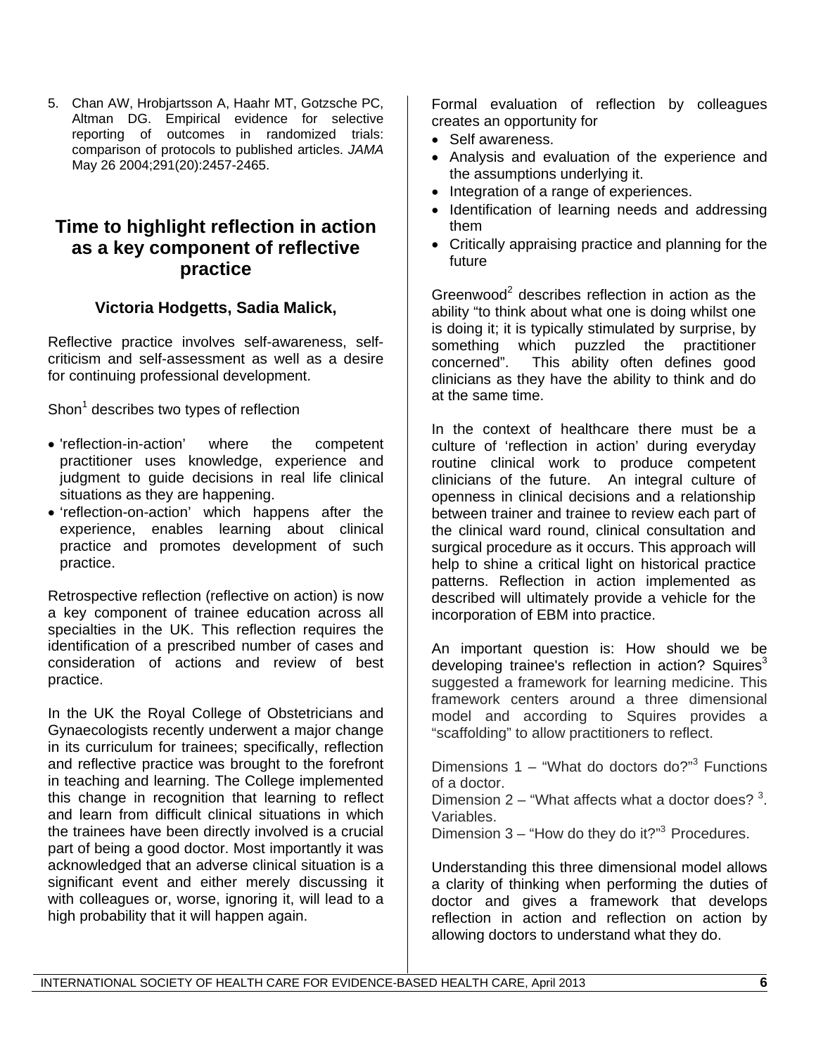5. Chan AW, Hrobjartsson A, Haahr MT, Gotzsche PC, Altman DG. Empirical evidence for selective reporting of outcomes in randomized trials: comparison of protocols to published articles. *JAMA* May 26 2004;291(20):2457-2465.

## Time to highlight reflection in action as a key component of reflective practice

**Victoria Hodgetts, Sadia Malick,**

Reflective practice involves self-awareness, self-criticism and self-assessment as well as a desire for continuing professional development.

Shon[1] describes two types of reflection

- 'reflection-in-action' where the competent practitioner uses knowledge, experience and judgment to guide decisions in real life clinical situations as they are happening.
- 'reflection-on-action' which happens after the experience, enables learning about clinical practice and promotes development of such practice.

Retrospective reflection (reflective on action) is now a key component of trainee education across all specialties in the UK. This reflection requires the identification of a prescribed number of cases and consideration of actions and review of best practice.

In the UK the Royal College of Obstetricians and Gynaecologists recently underwent a major change in its curriculum for trainees; specifically, reflection and reflective practice was brought to the forefront in teaching and learning. The College implemented this change in recognition that learning to reflect and learn from difficult clinical situations in which the trainees have been directly involved is a crucial part of being a good doctor. Most importantly it was acknowledged that an adverse clinical situation is a significant event and either merely discussing it with colleagues or, worse, ignoring it, will lead to a high probability that it will happen again.

Formal evaluation of reflection by colleagues creates an opportunity for

- Self awareness.
- Analysis and evaluation of the experience and the assumptions underlying it.
- Integration of a range of experiences.
- Identification of learning needs and addressing them
- Critically appraising practice and planning for the future

Greenwood[2] describes reflection in action as the ability "to think about what one is doing whilst one is doing it; it is typically stimulated by surprise, by something which puzzled the practitioner concerned". This ability often defines good clinicians as they have the ability to think and do at the same time.

In the context of healthcare there must be a culture of 'reflection in action' during everyday routine clinical work to produce competent clinicians of the future. An integral culture of openness in clinical decisions and a relationship between trainer and trainee to review each part of the clinical ward round, clinical consultation and surgical procedure as it occurs. This approach will help to shine a critical light on historical practice patterns. Reflection in action implemented as described will ultimately provide a vehicle for the incorporation of EBM into practice.

An important question is: How should we be developing trainee's reflection in action? Squires[3] suggested a framework for learning medicine. This framework centers around a three dimensional model and according to Squires provides a "scaffolding" to allow practitioners to reflect.

Dimensions 1 – "What do doctors do?"[3] Functions of a doctor.
Dimension 2 – "What affects what a doctor does? [3]. Variables.
Dimension 3 – "How do they do it?"[3] Procedures.

Understanding this three dimensional model allows a clarity of thinking when performing the duties of doctor and gives a framework that develops reflection in action and reflection on action by allowing doctors to understand what they do.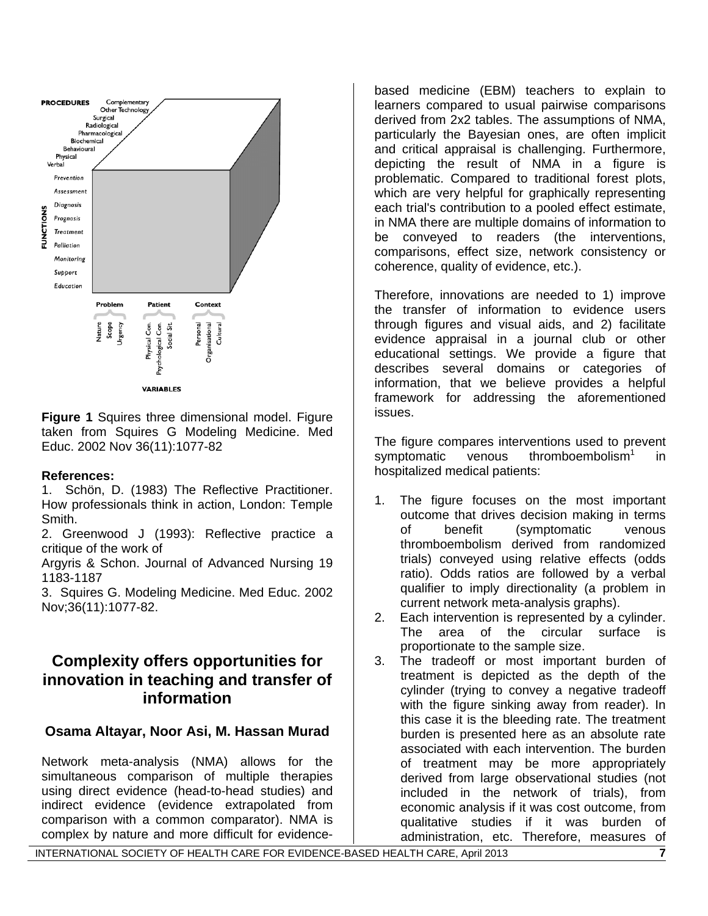**Figure 1** Squires three dimensional model. Figure taken from Squires G Modeling Medicine. Med Educ. 2002 Nov 36(11):1077-82

**References:**

1. Schön, D. (1983) The Reflective Practitioner. How professionals think in action, London: Temple Smith.
2. Greenwood J (1993): Reflective practice a critique of the work of Argyris & Schon. Journal of Advanced Nursing 19 1183-1187
3. Squires G. Modeling Medicine. Med Educ. 2002 Nov;36(11):1077-82.

## Complexity offers opportunities for innovation in teaching and transfer of information

### Osama Altayar, Noor Asi, M. Hassan Murad

Network meta-analysis (NMA) allows for the simultaneous comparison of multiple therapies using direct evidence (head-to-head studies) and indirect evidence (evidence extrapolated from comparison with a common comparator). NMA is complex by nature and more difficult for evidence-based medicine (EBM) teachers to explain to learners compared to usual pairwise comparisons derived from 2x2 tables. The assumptions of NMA, particularly the Bayesian ones, are often implicit and critical appraisal is challenging. Furthermore, depicting the result of NMA in a figure is problematic. Compared to traditional forest plots, which are very helpful for graphically representing each trial's contribution to a pooled effect estimate, in NMA there are multiple domains of information to be conveyed to readers (the interventions, comparisons, effect size, network consistency or coherence, quality of evidence, etc.).

Therefore, innovations are needed to 1) improve the transfer of information to evidence users through figures and visual aids, and 2) facilitate evidence appraisal in a journal club or other educational settings. We provide a figure that describes several domains or categories of information, that we believe provides a helpful framework for addressing the aforementioned issues.

The figure compares interventions used to prevent symptomatic venous thromboembolism[1] in hospitalized medical patients:

1. The figure focuses on the most important outcome that drives decision making in terms of benefit (symptomatic venous thromboembolism derived from randomized trials) conveyed using relative effects (odds ratio). Odds ratios are followed by a verbal qualifier to imply directionality (a problem in current network meta-analysis graphs).
2. Each intervention is represented by a cylinder. The area of the circular surface is proportionate to the sample size.
3. The tradeoff or most important burden of treatment is depicted as the depth of the cylinder (trying to convey a negative tradeoff with the figure sinking away from reader). In this case it is the bleeding rate. The treatment burden is presented here as an absolute rate associated with each intervention. The burden of treatment may be more appropriately derived from large observational studies (not included in the network of trials), from economic analysis if it was cost outcome, from qualitative studies if it was burden of administration, etc. Therefore, measures of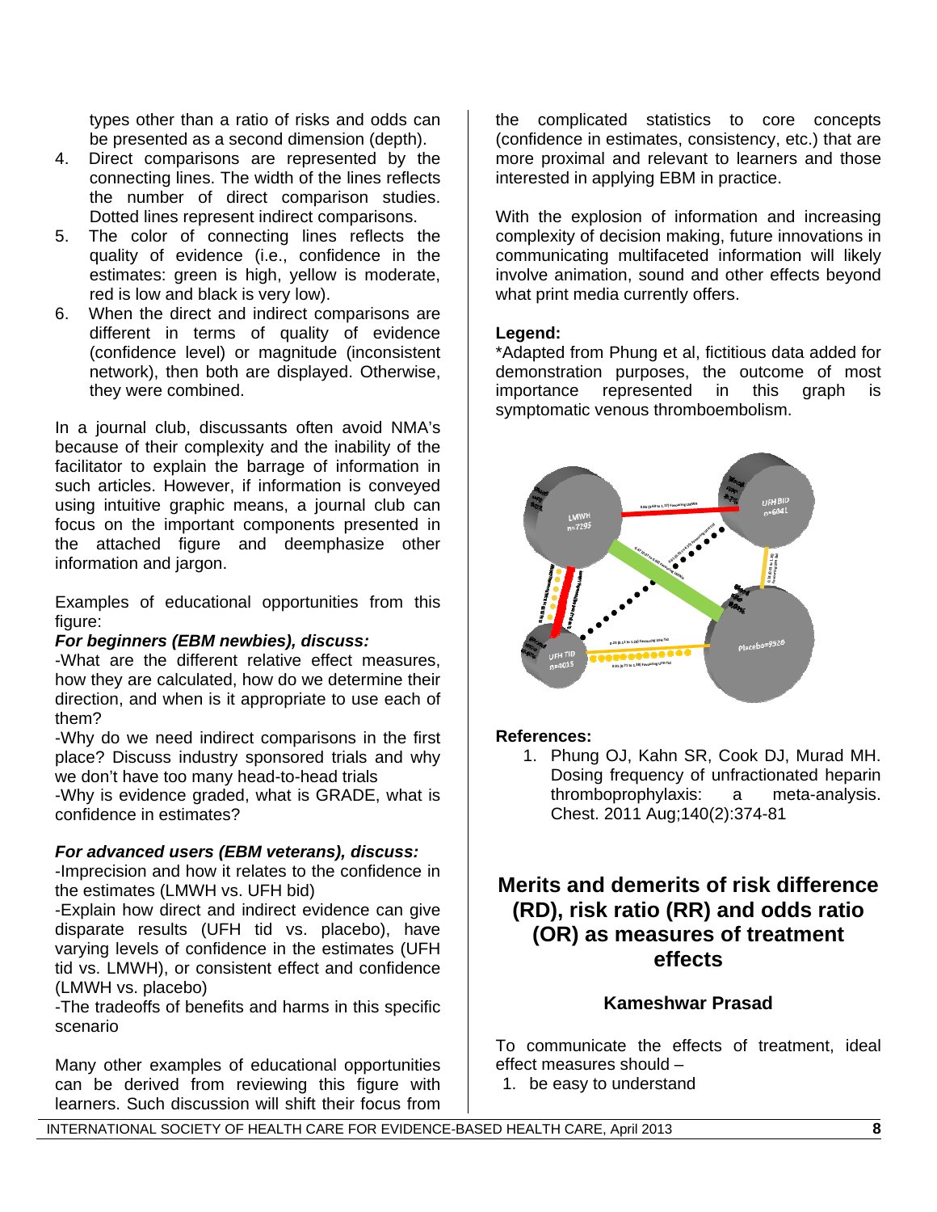types other than a ratio of risks and odds can be presented as a second dimension (depth).

4. Direct comparisons are represented by the connecting lines. The width of the lines reflects the number of direct comparison studies. Dotted lines represent indirect comparisons.
5. The color of connecting lines reflects the quality of evidence (i.e., confidence in the estimates: green is high, yellow is moderate, red is low and black is very low).
6. When the direct and indirect comparisons are different in terms of quality of evidence (confidence level) or magnitude (inconsistent network), then both are displayed. Otherwise, they were combined.

In a journal club, discussants often avoid NMA's because of their complexity and the inability of the facilitator to explain the barrage of information in such articles. However, if information is conveyed using intuitive graphic means, a journal club can focus on the important components presented in the attached figure and deemphasize other information and jargon.

Examples of educational opportunities from this figure:

***For beginners (EBM newbies), discuss:***

-What are the different relative effect measures, how they are calculated, how do we determine their direction, and when is it appropriate to use each of them?

-Why do we need indirect comparisons in the first place? Discuss industry sponsored trials and why we don't have too many head-to-head trials

-Why is evidence graded, what is GRADE, what is confidence in estimates?

***For advanced users (EBM veterans), discuss:***

-Imprecision and how it relates to the confidence in the estimates (LMWH vs. UFH bid)

-Explain how direct and indirect evidence can give disparate results (UFH tid vs. placebo), have varying levels of confidence in the estimates (UFH tid vs. LMWH), or consistent effect and confidence (LMWH vs. placebo)

-The tradeoffs of benefits and harms in this specific scenario

Many other examples of educational opportunities can be derived from reviewing this figure with learners. Such discussion will shift their focus from the complicated statistics to core concepts (confidence in estimates, consistency, etc.) that are more proximal and relevant to learners and those interested in applying EBM in practice.

With the explosion of information and increasing complexity of decision making, future innovations in communicating multifaceted information will likely involve animation, sound and other effects beyond what print media currently offers.

**Legend:**

*Adapted from Phung et al, fictitious data added for demonstration purposes, the outcome of most importance represented in this graph is symptomatic venous thromboembolism.

**References:**

1. Phung OJ, Kahn SR, Cook DJ, Murad MH. Dosing frequency of unfractionated heparin thromboprophylaxis: a meta-analysis. Chest. 2011 Aug;140(2):374-81

## Merits and demerits of risk difference (RD), risk ratio (RR) and odds ratio (OR) as measures of treatment effects

### Kameshwar Prasad

To communicate the effects of treatment, ideal effect measures should –

1. be easy to understand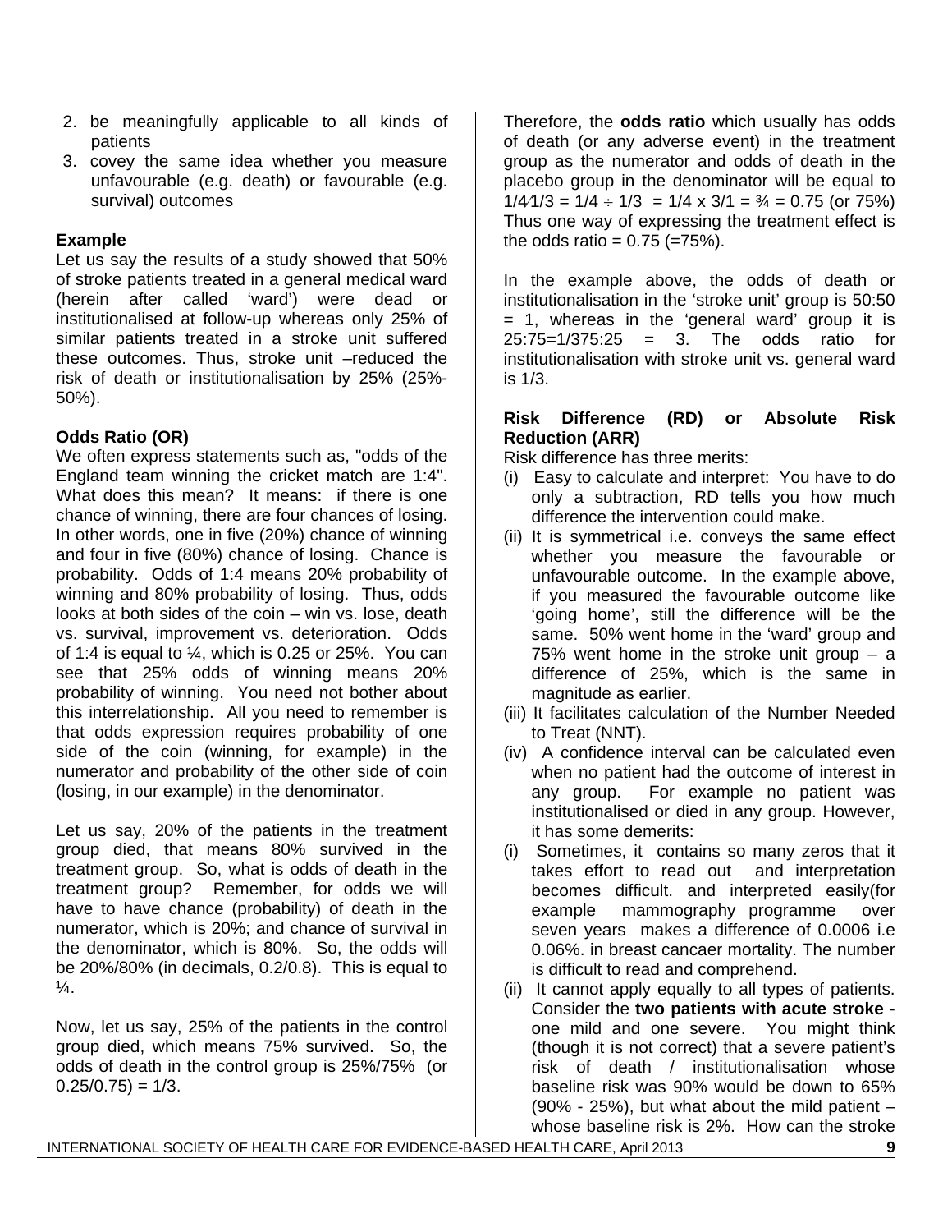2. be meaningfully applicable to all kinds of patients
3. covey the same idea whether you measure unfavourable (e.g. death) or favourable (e.g. survival) outcomes

**Example**

Let us say the results of a study showed that 50% of stroke patients treated in a general medical ward (herein after called 'ward') were dead or institutionalised at follow-up whereas only 25% of similar patients treated in a stroke unit suffered these outcomes. Thus, stroke unit –reduced the risk of death or institutionalisation by 25% (25%-50%).

**Odds Ratio (OR)**

We often express statements such as, "odds of the England team winning the cricket match are 1:4". What does this mean? It means: if there is one chance of winning, there are four chances of losing. In other words, one in five (20%) chance of winning and four in five (80%) chance of losing. Chance is probability. Odds of 1:4 means 20% probability of winning and 80% probability of losing. Thus, odds looks at both sides of the coin – win vs. lose, death vs. survival, improvement vs. deterioration. Odds of 1:4 is equal to ¼, which is 0.25 or 25%. You can see that 25% odds of winning means 20% probability of winning. You need not bother about this interrelationship. All you need to remember is that odds expression requires probability of one side of the coin (winning, for example) in the numerator and probability of the other side of coin (losing, in our example) in the denominator.

Let us say, 20% of the patients in the treatment group died, that means 80% survived in the treatment group. So, what is odds of death in the treatment group? Remember, for odds we will have to have chance (probability) of death in the numerator, which is 20%; and chance of survival in the denominator, which is 80%. So, the odds will be 20%/80% (in decimals, 0.2/0.8). This is equal to ¼.

Now, let us say, 25% of the patients in the control group died, which means 75% survived. So, the odds of death in the control group is 25%/75% (or 0.25/0.75) = 1/3.

Therefore, the **odds ratio** which usually has odds of death (or any adverse event) in the treatment group as the numerator and odds of death in the placebo group in the denominator will be equal to $1/4 / 1/3 = 1/4 \div 1/3 = 1/4 \times 3/1 = 3/4 = 0.75$ (or 75%) Thus one way of expressing the treatment effect is the odds ratio = 0.75 (=75%).

In the example above, the odds of death or institutionalisation in the 'stroke unit' group is 50:50 = 1, whereas in the 'general ward' group it is 25:75=1/375:25 = 3. The odds ratio for institutionalisation with stroke unit vs. general ward is 1/3.

**Risk Difference (RD) or Absolute Risk Reduction (ARR)**

Risk difference has three merits:

(i) Easy to calculate and interpret: You have to do only a subtraction, RD tells you how much difference the intervention could make.

(ii) It is symmetrical i.e. conveys the same effect whether you measure the favourable or unfavourable outcome. In the example above, if you measured the favourable outcome like 'going home', still the difference will be the same. 50% went home in the 'ward' group and 75% went home in the stroke unit group – a difference of 25%, which is the same in magnitude as earlier.

(iii) It facilitates calculation of the Number Needed to Treat (NNT).

(iv) A confidence interval can be calculated even when no patient had the outcome of interest in any group. For example no patient was institutionalised or died in any group. However, it has some demerits:

(i) Sometimes, it contains so many zeros that it takes effort to read out and interpretation becomes difficult. and interpreted easily(for example mammography programme over seven years makes a difference of 0.0006 i.e 0.06%. in breast cancaer mortality. The number is difficult to read and comprehend.

(ii) It cannot apply equally to all types of patients. Consider the **two patients with acute stroke** - one mild and one severe. You might think (though it is not correct) that a severe patient's risk of death / institutionalisation whose baseline risk was 90% would be down to 65% (90% - 25%), but what about the mild patient – whose baseline risk is 2%. How can the stroke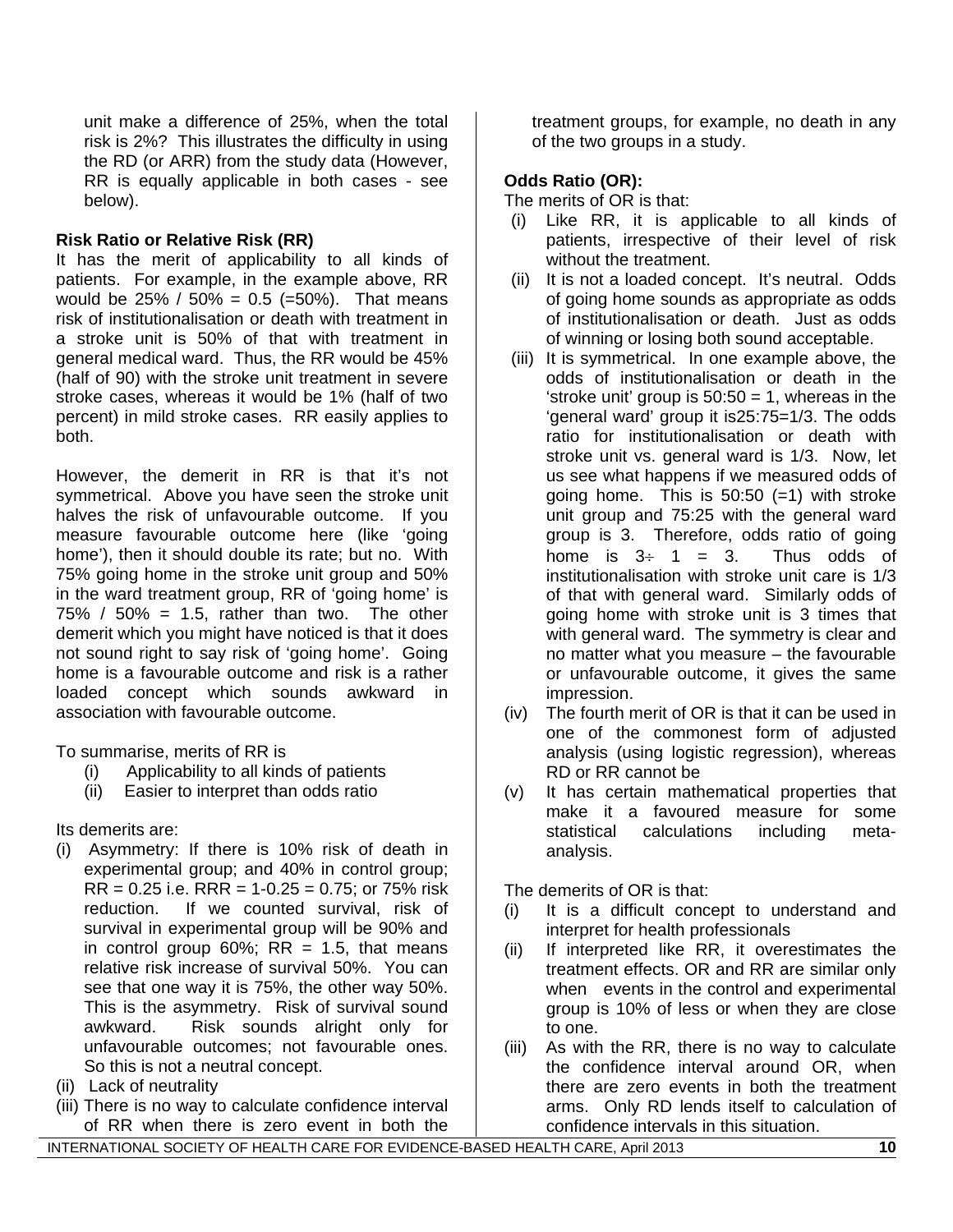unit make a difference of 25%, when the total risk is 2%? This illustrates the difficulty in using the RD (or ARR) from the study data (However, RR is equally applicable in both cases - see below).

**Risk Ratio or Relative Risk (RR)**

It has the merit of applicability to all kinds of patients. For example, in the example above, RR would be 25% / 50% = 0.5 (=50%). That means risk of institutionalisation or death with treatment in a stroke unit is 50% of that with treatment in general medical ward. Thus, the RR would be 45% (half of 90) with the stroke unit treatment in severe stroke cases, whereas it would be 1% (half of two percent) in mild stroke cases. RR easily applies to both.

However, the demerit in RR is that it's not symmetrical. Above you have seen the stroke unit halves the risk of unfavourable outcome. If you measure favourable outcome here (like 'going home'), then it should double its rate; but no. With 75% going home in the stroke unit group and 50% in the ward treatment group, RR of 'going home' is 75% / 50% = 1.5, rather than two. The other demerit which you might have noticed is that it does not sound right to say risk of 'going home'. Going home is a favourable outcome and risk is a rather loaded concept which sounds awkward in association with favourable outcome.

To summarise, merits of RR is

(i) Applicability to all kinds of patients
(ii) Easier to interpret than odds ratio

Its demerits are:

(i) Asymmetry: If there is 10% risk of death in experimental group; and 40% in control group; RR = 0.25 i.e. RRR = 1-0.25 = 0.75; or 75% risk reduction. If we counted survival, risk of survival in experimental group will be 90% and in control group 60%; RR = 1.5, that means relative risk increase of survival 50%. You can see that one way it is 75%, the other way 50%. This is the asymmetry. Risk of survival sound awkward. Risk sounds alright only for unfavourable outcomes; not favourable ones. So this is not a neutral concept.
(ii) Lack of neutrality
(iii) There is no way to calculate confidence interval of RR when there is zero event in both the treatment groups, for example, no death in any of the two groups in a study.

**Odds Ratio (OR):**

The merits of OR is that:

(i) Like RR, it is applicable to all kinds of patients, irrespective of their level of risk without the treatment.
(ii) It is not a loaded concept. It's neutral. Odds of going home sounds as appropriate as odds of institutionalisation or death. Just as odds of winning or losing both sound acceptable.
(iii) It is symmetrical. In one example above, the odds of institutionalisation or death in the 'stroke unit' group is 50:50 = 1, whereas in the 'general ward' group it is25:75=1/3. The odds ratio for institutionalisation or death with stroke unit vs. general ward is 1/3. Now, let us see what happens if we measured odds of going home. This is 50:50 (=1) with stroke unit group and 75:25 with the general ward group is 3. Therefore, odds ratio of going home is 3÷ 1 = 3. Thus odds of institutionalisation with stroke unit care is 1/3 of that with general ward. Similarly odds of going home with stroke unit is 3 times that with general ward. The symmetry is clear and no matter what you measure – the favourable or unfavourable outcome, it gives the same impression.
(iv) The fourth merit of OR is that it can be used in one of the commonest form of adjusted analysis (using logistic regression), whereas RD or RR cannot be
(v) It has certain mathematical properties that make it a favoured measure for some statistical calculations including meta-analysis.

The demerits of OR is that:

(i) It is a difficult concept to understand and interpret for health professionals
(ii) If interpreted like RR, it overestimates the treatment effects. OR and RR are similar only when events in the control and experimental group is 10% of less or when they are close to one.
(iii) As with the RR, there is no way to calculate the confidence interval around OR, when there are zero events in both the treatment arms. Only RD lends itself to calculation of confidence intervals in this situation.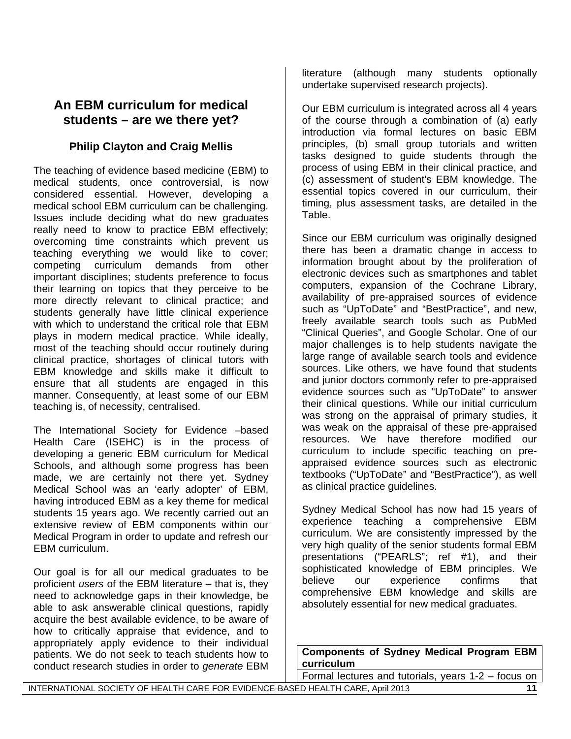## An EBM curriculum for medical students – are we there yet?

### Philip Clayton and Craig Mellis

The teaching of evidence based medicine (EBM) to medical students, once controversial, is now considered essential. However, developing a medical school EBM curriculum can be challenging. Issues include deciding what do new graduates really need to know to practice EBM effectively; overcoming time constraints which prevent us teaching everything we would like to cover; competing curriculum demands from other important disciplines; students preference to focus their learning on topics that they perceive to be more directly relevant to clinical practice; and students generally have little clinical experience with which to understand the critical role that EBM plays in modern medical practice. While ideally, most of the teaching should occur routinely during clinical practice, shortages of clinical tutors with EBM knowledge and skills make it difficult to ensure that all students are engaged in this manner. Consequently, at least some of our EBM teaching is, of necessity, centralised.

The International Society for Evidence –based Health Care (ISEHC) is in the process of developing a generic EBM curriculum for Medical Schools, and although some progress has been made, we are certainly not there yet. Sydney Medical School was an 'early adopter' of EBM, having introduced EBM as a key theme for medical students 15 years ago. We recently carried out an extensive review of EBM components within our Medical Program in order to update and refresh our EBM curriculum.

Our goal is for all our medical graduates to be proficient *users* of the EBM literature – that is, they need to acknowledge gaps in their knowledge, be able to ask answerable clinical questions, rapidly acquire the best available evidence, to be aware of how to critically appraise that evidence, and to appropriately apply evidence to their individual patients. We do not seek to teach students how to conduct research studies in order to *generate* EBM literature (although many students optionally undertake supervised research projects).

Our EBM curriculum is integrated across all 4 years of the course through a combination of (a) early introduction via formal lectures on basic EBM principles, (b) small group tutorials and written tasks designed to guide students through the process of using EBM in their clinical practice, and (c) assessment of student's EBM knowledge. The essential topics covered in our curriculum, their timing, plus assessment tasks, are detailed in the Table.

Since our EBM curriculum was originally designed there has been a dramatic change in access to information brought about by the proliferation of electronic devices such as smartphones and tablet computers, expansion of the Cochrane Library, availability of pre-appraised sources of evidence such as "UpToDate" and "BestPractice", and new, freely available search tools such as PubMed "Clinical Queries", and Google Scholar. One of our major challenges is to help students navigate the large range of available search tools and evidence sources. Like others, we have found that students and junior doctors commonly refer to pre-appraised evidence sources such as "UpToDate" to answer their clinical questions. While our initial curriculum was strong on the appraisal of primary studies, it was weak on the appraisal of these pre-appraised resources. We have therefore modified our curriculum to include specific teaching on pre-appraised evidence sources such as electronic textbooks ("UpToDate" and "BestPractice"), as well as clinical practice guidelines.

Sydney Medical School has now had 15 years of experience teaching a comprehensive EBM curriculum. We are consistently impressed by the very high quality of the senior students formal EBM presentations ("PEARLS"; ref #1), and their sophisticated knowledge of EBM principles. We believe our experience confirms that comprehensive EBM knowledge and skills are absolutely essential for new medical graduates.

| **Components of Sydney Medical Program EBM curriculum** |
| --- |
| Formal lectures and tutorials, years 1-2 – focus on |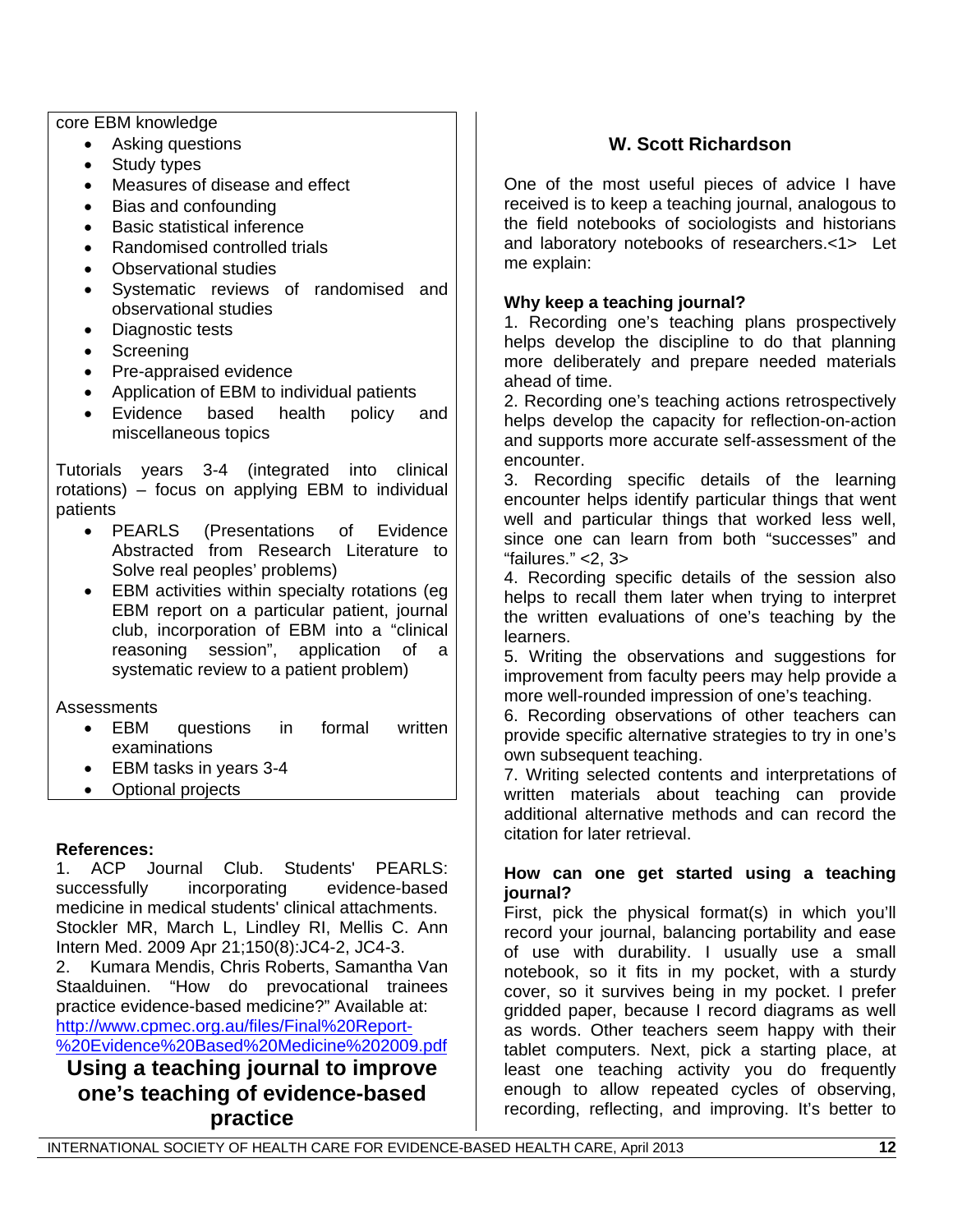core EBM knowledge

- Asking questions
- Study types
- Measures of disease and effect
- Bias and confounding
- Basic statistical inference
- Randomised controlled trials
- Observational studies
- Systematic reviews of randomised and observational studies
- Diagnostic tests
- Screening
- Pre-appraised evidence
- Application of EBM to individual patients
- Evidence based health policy and miscellaneous topics

Tutorials years 3-4 (integrated into clinical rotations) – focus on applying EBM to individual patients

- PEARLS (Presentations of Evidence Abstracted from Research Literature to Solve real peoples' problems)
- EBM activities within specialty rotations (eg EBM report on a particular patient, journal club, incorporation of EBM into a "clinical reasoning session", application of a systematic review to a patient problem)

Assessments

- EBM questions in formal written examinations
- EBM tasks in years 3-4
- Optional projects

**References:**

1. ACP Journal Club. Students' PEARLS: successfully incorporating evidence-based medicine in medical students' clinical attachments. Stockler MR, March L, Lindley RI, Mellis C. Ann Intern Med. 2009 Apr 21;150(8):JC4-2, JC4-3.
2. Kumara Mendis, Chris Roberts, Samantha Van Staalduinen. "How do prevocational trainees practice evidence-based medicine?" Available at: http://www.cpmec.org.au/files/Final%20Report-%20Evidence%20Based%20Medicine%202009.pdf

# Using a teaching journal to improve one's teaching of evidence-based practice

**W. Scott Richardson**

One of the most useful pieces of advice I have received is to keep a teaching journal, analogous to the field notebooks of sociologists and historians and laboratory notebooks of researchers.<1> Let me explain:

**Why keep a teaching journal?**

1. Recording one's teaching plans prospectively helps develop the discipline to do that planning more deliberately and prepare needed materials ahead of time.
2. Recording one's teaching actions retrospectively helps develop the capacity for reflection-on-action and supports more accurate self-assessment of the encounter.
3. Recording specific details of the learning encounter helps identify particular things that went well and particular things that worked less well, since one can learn from both "successes" and "failures." <2, 3>
4. Recording specific details of the session also helps to recall them later when trying to interpret the written evaluations of one's teaching by the learners.
5. Writing the observations and suggestions for improvement from faculty peers may help provide a more well-rounded impression of one's teaching.
6. Recording observations of other teachers can provide specific alternative strategies to try in one's own subsequent teaching.
7. Writing selected contents and interpretations of written materials about teaching can provide additional alternative methods and can record the citation for later retrieval.

**How can one get started using a teaching journal?**

First, pick the physical format(s) in which you'll record your journal, balancing portability and ease of use with durability. I usually use a small notebook, so it fits in my pocket, with a sturdy cover, so it survives being in my pocket. I prefer gridded paper, because I record diagrams as well as words. Other teachers seem happy with their tablet computers. Next, pick a starting place, at least one teaching activity you do frequently enough to allow repeated cycles of observing, recording, reflecting, and improving. It's better to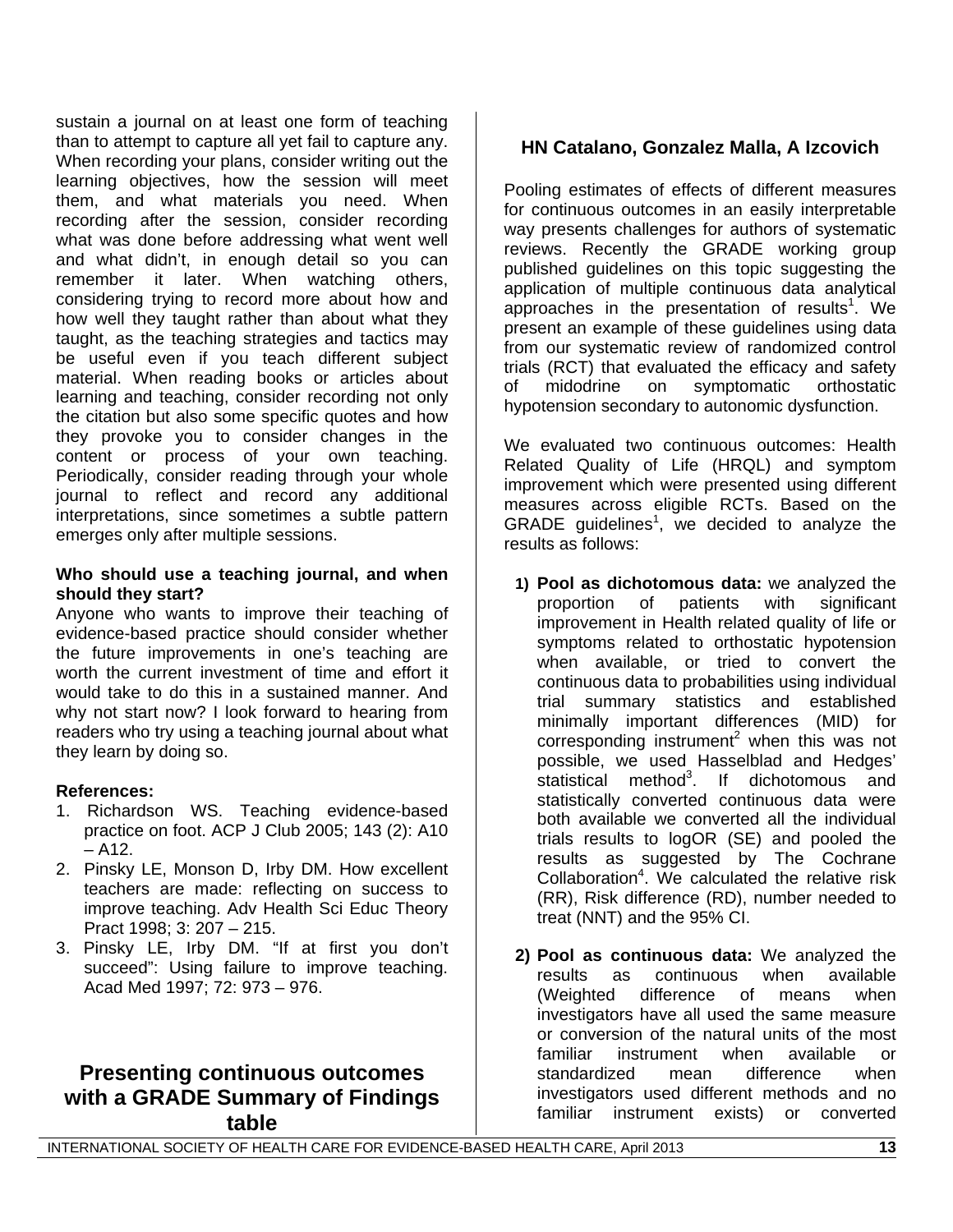sustain a journal on at least one form of teaching than to attempt to capture all yet fail to capture any. When recording your plans, consider writing out the learning objectives, how the session will meet them, and what materials you need. When recording after the session, consider recording what was done before addressing what went well and what didn't, in enough detail so you can remember it later. When watching others, considering trying to record more about how and how well they taught rather than about what they taught, as the teaching strategies and tactics may be useful even if you teach different subject material. When reading books or articles about learning and teaching, consider recording not only the citation but also some specific quotes and how they provoke you to consider changes in the content or process of your own teaching. Periodically, consider reading through your whole journal to reflect and record any additional interpretations, since sometimes a subtle pattern emerges only after multiple sessions.

**Who should use a teaching journal, and when should they start?**

Anyone who wants to improve their teaching of evidence-based practice should consider whether the future improvements in one's teaching are worth the current investment of time and effort it would take to do this in a sustained manner. And why not start now? I look forward to hearing from readers who try using a teaching journal about what they learn by doing so.

**References:**

1. Richardson WS. Teaching evidence-based practice on foot. ACP J Club 2005; 143 (2): A10 – A12.
2. Pinsky LE, Monson D, Irby DM. How excellent teachers are made: reflecting on success to improve teaching. Adv Health Sci Educ Theory Pract 1998; 3: 207 – 215.
3. Pinsky LE, Irby DM. "If at first you don't succeed": Using failure to improve teaching. Acad Med 1997; 72: 973 – 976.

## Presenting continuous outcomes with a GRADE Summary of Findings table

**HN Catalano, Gonzalez Malla, A Izcovich**

Pooling estimates of effects of different measures for continuous outcomes in an easily interpretable way presents challenges for authors of systematic reviews. Recently the GRADE working group published guidelines on this topic suggesting the application of multiple continuous data analytical approaches in the presentation of results[1]. We present an example of these guidelines using data from our systematic review of randomized control trials (RCT) that evaluated the efficacy and safety of midodrine on symptomatic orthostatic hypotension secondary to autonomic dysfunction.

We evaluated two continuous outcomes: Health Related Quality of Life (HRQL) and symptom improvement which were presented using different measures across eligible RCTs. Based on the GRADE guidelines[1], we decided to analyze the results as follows:

1) **Pool as dichotomous data:** we analyzed the proportion of patients with significant improvement in Health related quality of life or symptoms related to orthostatic hypotension when available, or tried to convert the continuous data to probabilities using individual trial summary statistics and established minimally important differences (MID) for corresponding instrument[2] when this was not possible, we used Hasselblad and Hedges' statistical method[3]. If dichotomous and statistically converted continuous data were both available we converted all the individual trials results to logOR (SE) and pooled the results as suggested by The Cochrane Collaboration[4]. We calculated the relative risk (RR), Risk difference (RD), number needed to treat (NNT) and the 95% CI.

2) **Pool as continuous data:** We analyzed the results as continuous when available (Weighted difference of means when investigators have all used the same measure or conversion of the natural units of the most familiar instrument when available or standardized mean difference when investigators used different methods and no familiar instrument exists) or converted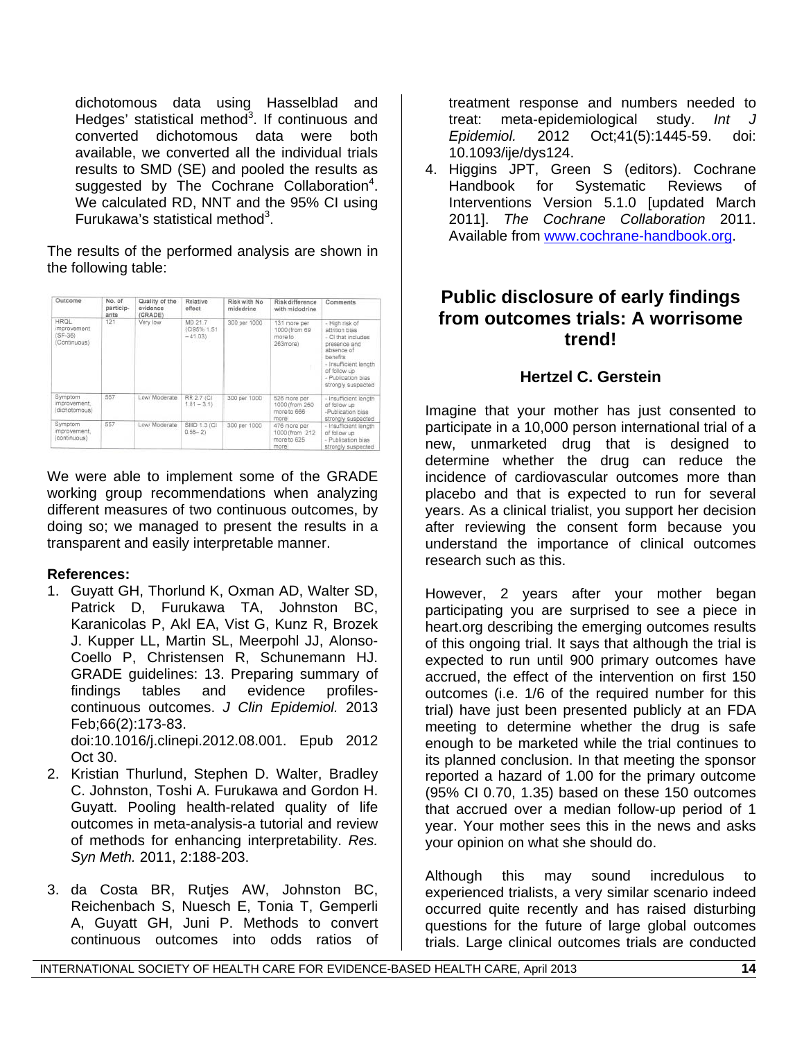dichotomous data using Hasselblad and Hedges' statistical method[3]. If continuous and converted dichotomous data were both available, we converted all the individual trials results to SMD (SE) and pooled the results as suggested by The Cochrane Collaboration[4]. We calculated RD, NNT and the 95% CI using Furukawa's statistical method[3].

The results of the performed analysis are shown in the following table:

| Outcome | No. of participants | Quality of the evidence (GRADE) | Relative effect | Risk with No midodrine | Risk difference with midodrine | Comments |
|---|---|---|---|---|---|---|
| HRQL improvement (SF-36) (Continuous) | 121 | Very low | MD 21.7 (CI95% 1.51 – 41.03) | 300 per 1000 | 131 more per 1000 (from 69 more to 263more) | - High risk of attrition bias<br>- CI that includes presence and absence of benefits<br>- Insufficient length of follow up<br>- Publication bias strongly suspected |
| Symptom improvement, (dichotomous) | 557 | Low/ Moderate | RR 2.7 (CI 1.81 – 3.1) | 300 per 1000 | 526 more per 1000 (from 250 more to 666 more) | - Insufficient length of follow up<br>-Publication bias strongly suspected |
| Symptom improvement, (continuous) | 557 | Low/ Moderate | SMD 1.3 (CI 0.56– 2) | 300 per 1000 | 476 more per 1000 (from 212 more to 625 more) | - Insufficient length of follow up<br>- Publication bias strongly suspected |

We were able to implement some of the GRADE working group recommendations when analyzing different measures of two continuous outcomes, by doing so; we managed to present the results in a transparent and easily interpretable manner.

**References:**

1. Guyatt GH, Thorlund K, Oxman AD, Walter SD, Patrick D, Furukawa TA, Johnston BC, Karanicolas P, Akl EA, Vist G, Kunz R, Brozek J. Kupper LL, Martin SL, Meerpohl JJ, Alonso-Coello P, Christensen R, Schunemann HJ. GRADE guidelines: 13. Preparing summary of findings tables and evidence profiles-continuous outcomes. *J Clin Epidemiol.* 2013 Feb;66(2):173-83. doi:10.1016/j.clinepi.2012.08.001. Epub 2012 Oct 30.
2. Kristian Thurlund, Stephen D. Walter, Bradley C. Johnston, Toshi A. Furukawa and Gordon H. Guyatt. Pooling health-related quality of life outcomes in meta-analysis-a tutorial and review of methods for enhancing interpretability. *Res. Syn Meth.* 2011, 2:188-203.
3. da Costa BR, Rutjes AW, Johnston BC, Reichenbach S, Nuesch E, Tonia T, Gemperli A, Guyatt GH, Juni P. Methods to convert continuous outcomes into odds ratios of treatment response and numbers needed to treat: meta-epidemiological study. *Int J Epidemiol.* 2012 Oct;41(5):1445-59. doi: 10.1093/ije/dys124.
4. Higgins JPT, Green S (editors). Cochrane Handbook for Systematic Reviews of Interventions Version 5.1.0 [updated March 2011]. *The Cochrane Collaboration* 2011. Available from www.cochrane-handbook.org.

## Public disclosure of early findings from outcomes trials: A worrisome trend!

**Hertzel C. Gerstein**

Imagine that your mother has just consented to participate in a 10,000 person international trial of a new, unmarketed drug that is designed to determine whether the drug can reduce the incidence of cardiovascular outcomes more than placebo and that is expected to run for several years. As a clinical trialist, you support her decision after reviewing the consent form because you understand the importance of clinical outcomes research such as this.

However, 2 years after your mother began participating you are surprised to see a piece in heart.org describing the emerging outcomes results of this ongoing trial. It says that although the trial is expected to run until 900 primary outcomes have accrued, the effect of the intervention on first 150 outcomes (i.e. 1/6 of the required number for this trial) have just been presented publicly at an FDA meeting to determine whether the drug is safe enough to be marketed while the trial continues to its planned conclusion. In that meeting the sponsor reported a hazard of 1.00 for the primary outcome (95% CI 0.70, 1.35) based on these 150 outcomes that accrued over a median follow-up period of 1 year. Your mother sees this in the news and asks your opinion on what she should do.

Although this may sound incredulous to experienced trialists, a very similar scenario indeed occurred quite recently and has raised disturbing questions for the future of large global outcomes trials. Large clinical outcomes trials are conducted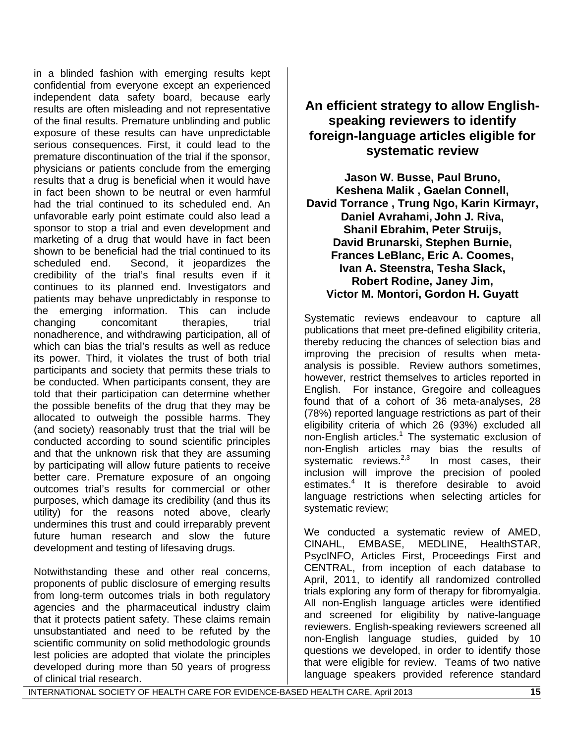in a blinded fashion with emerging results kept confidential from everyone except an experienced independent data safety board, because early results are often misleading and not representative of the final results. Premature unblinding and public exposure of these results can have unpredictable serious consequences. First, it could lead to the premature discontinuation of the trial if the sponsor, physicians or patients conclude from the emerging results that a drug is beneficial when it would have in fact been shown to be neutral or even harmful had the trial continued to its scheduled end. An unfavorable early point estimate could also lead a sponsor to stop a trial and even development and marketing of a drug that would have in fact been shown to be beneficial had the trial continued to its scheduled end. Second, it jeopardizes the credibility of the trial's final results even if it continues to its planned end. Investigators and patients may behave unpredictably in response to the emerging information. This can include changing concomitant therapies, trial nonadherence, and withdrawing participation, all of which can bias the trial's results as well as reduce its power. Third, it violates the trust of both trial participants and society that permits these trials to be conducted. When participants consent, they are told that their participation can determine whether the possible benefits of the drug that they may be allocated to outweigh the possible harms. They (and society) reasonably trust that the trial will be conducted according to sound scientific principles and that the unknown risk that they are assuming by participating will allow future patients to receive better care. Premature exposure of an ongoing outcomes trial's results for commercial or other purposes, which damage its credibility (and thus its utility) for the reasons noted above, clearly undermines this trust and could irreparably prevent future human research and slow the future development and testing of lifesaving drugs.

Notwithstanding these and other real concerns, proponents of public disclosure of emerging results from long-term outcomes trials in both regulatory agencies and the pharmaceutical industry claim that it protects patient safety. These claims remain unsubstantiated and need to be refuted by the scientific community on solid methodologic grounds lest policies are adopted that violate the principles developed during more than 50 years of progress of clinical trial research.

## An efficient strategy to allow English-speaking reviewers to identify foreign-language articles eligible for systematic review

**Jason W. Busse, Paul Bruno, Keshena Malik , Gaelan Connell, David Torrance , Trung Ngo, Karin Kirmayr, Daniel Avrahami, John J. Riva, Shanil Ebrahim, Peter Struijs, David Brunarski, Stephen Burnie, Frances LeBlanc, Eric A. Coomes, Ivan A. Steenstra, Tesha Slack, Robert Rodine, Janey Jim, Victor M. Montori, Gordon H. Guyatt**

Systematic reviews endeavour to capture all publications that meet pre-defined eligibility criteria, thereby reducing the chances of selection bias and improving the precision of results when meta-analysis is possible. Review authors sometimes, however, restrict themselves to articles reported in English. For instance, Gregoire and colleagues found that of a cohort of 36 meta-analyses, 28 (78%) reported language restrictions as part of their eligibility criteria of which 26 (93%) excluded all non-English articles.[1] The systematic exclusion of non-English articles may bias the results of systematic reviews.[2,3] In most cases, their inclusion will improve the precision of pooled estimates.[4] It is therefore desirable to avoid language restrictions when selecting articles for systematic review;

We conducted a systematic review of AMED, CINAHL, EMBASE, MEDLINE, HealthSTAR, PsycINFO, Articles First, Proceedings First and CENTRAL, from inception of each database to April, 2011, to identify all randomized controlled trials exploring any form of therapy for fibromyalgia. All non-English language articles were identified and screened for eligibility by native-language reviewers. English-speaking reviewers screened all non-English language studies, guided by 10 questions we developed, in order to identify those that were eligible for review. Teams of two native language speakers provided reference standard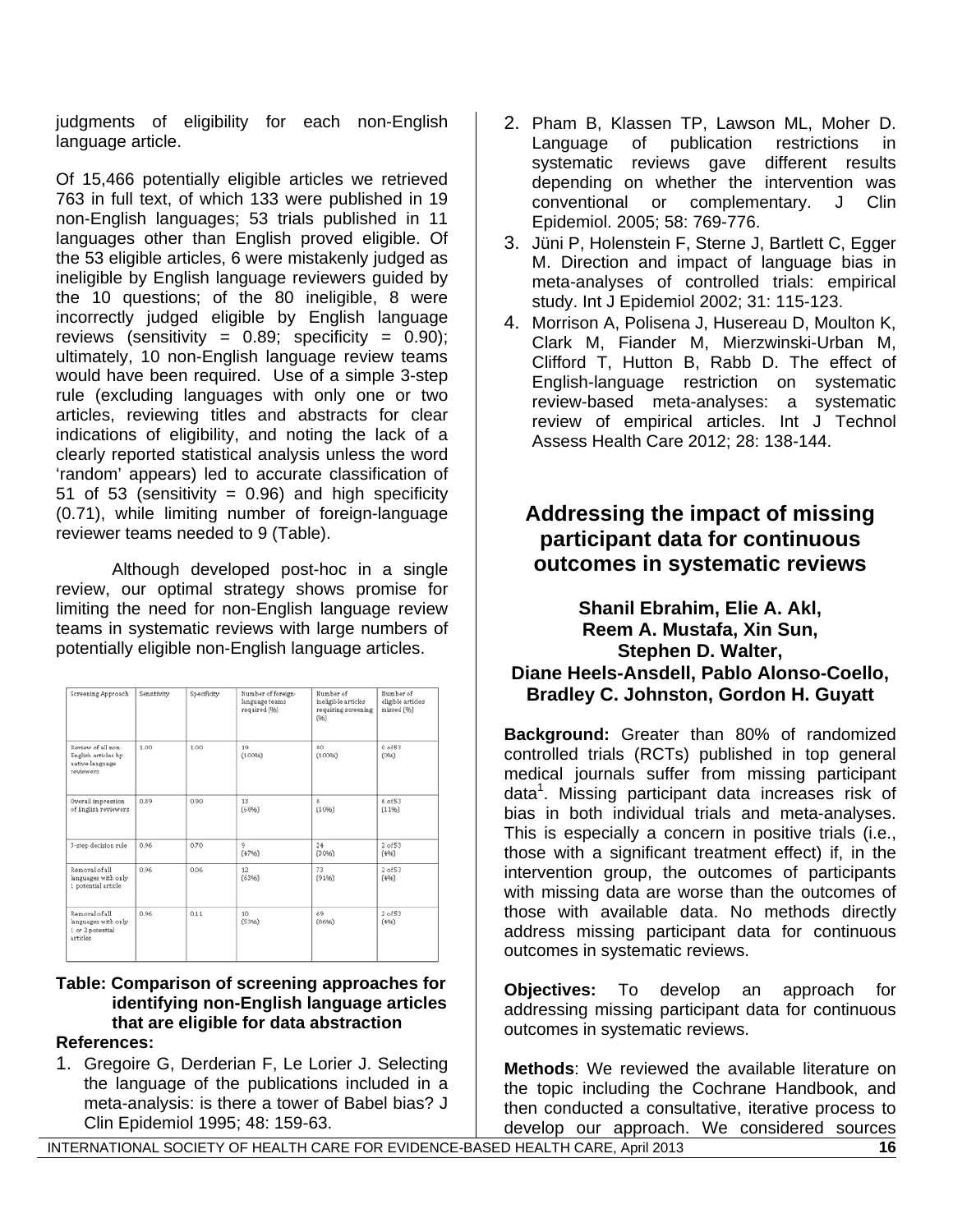judgments of eligibility for each non-English language article.

Of 15,466 potentially eligible articles we retrieved 763 in full text, of which 133 were published in 19 non-English languages; 53 trials published in 11 languages other than English proved eligible. Of the 53 eligible articles, 6 were mistakenly judged as ineligible by English language reviewers guided by the 10 questions; of the 80 ineligible, 8 were incorrectly judged eligible by English language reviews (sensitivity = 0.89; specificity = 0.90); ultimately, 10 non-English language review teams would have been required. Use of a simple 3-step rule (excluding languages with only one or two articles, reviewing titles and abstracts for clear indications of eligibility, and noting the lack of a clearly reported statistical analysis unless the word 'random' appears) led to accurate classification of 51 of 53 (sensitivity = 0.96) and high specificity (0.71), while limiting number of foreign-language reviewer teams needed to 9 (Table).

Although developed post-hoc in a single review, our optimal strategy shows promise for limiting the need for non-English language review teams in systematic reviews with large numbers of potentially eligible non-English language articles.

| Screening Approach | Sensitivity | Specificity | Number of foreign-language teams required (%) | Number of ineligible articles requiring screening (%) | Number of eligible articles missed (%) |
|---|---|---|---|---|---|
| Review of all non-English articles by native-language reviewers | 1.00 | 1.00 | 19 (100%) | 80 (100%) | 0 of 53 (0%) |
| Overall impression of English reviewers | 0.89 | 0.90 | 13 (68%) | 8 (10%) | 6 of 53 (11%) |
| 3-step decision rule | 0.96 | 0.70 | 9 (47%) | 24 (30%) | 2 of 53 (4%) |
| Removal of all languages with only 1 potential article | 0.96 | 0.06 | 12 (63%) | 73 (91%) | 2 of 53 (4%) |
| Removal of all languages with only 1 or 2 potential articles | 0.96 | 0.11 | 10 (53%) | 69 (86%) | 2 of 53 (4%) |

**Table: Comparison of screening approaches for identifying non-English language articles that are eligible for data abstraction**

**References:**

1. Gregoire G, Derderian F, Le Lorier J. Selecting the language of the publications included in a meta-analysis: is there a tower of Babel bias? J Clin Epidemiol 1995; 48: 159-63.
2. Pham B, Klassen TP, Lawson ML, Moher D. Language of publication restrictions in systematic reviews gave different results depending on whether the intervention was conventional or complementary. J Clin Epidemiol. 2005; 58: 769-776.
3. Jüni P, Holenstein F, Sterne J, Bartlett C, Egger M. Direction and impact of language bias in meta-analyses of controlled trials: empirical study. Int J Epidemiol 2002; 31: 115-123.
4. Morrison A, Polisena J, Husereau D, Moulton K, Clark M, Fiander M, Mierzwinski-Urban M, Clifford T, Hutton B, Rabb D. The effect of English-language restriction on systematic review-based meta-analyses: a systematic review of empirical articles. Int J Technol Assess Health Care 2012; 28: 138-144.

## Addressing the impact of missing participant data for continuous outcomes in systematic reviews

**Shanil Ebrahim, Elie A. Akl, Reem A. Mustafa, Xin Sun, Stephen D. Walter, Diane Heels-Ansdell, Pablo Alonso-Coello, Bradley C. Johnston, Gordon H. Guyatt**

**Background:** Greater than 80% of randomized controlled trials (RCTs) published in top general medical journals suffer from missing participant data[1]. Missing participant data increases risk of bias in both individual trials and meta-analyses. This is especially a concern in positive trials (i.e., those with a significant treatment effect) if, in the intervention group, the outcomes of participants with missing data are worse than the outcomes of those with available data. No methods directly address missing participant data for continuous outcomes in systematic reviews.

**Objectives:** To develop an approach for addressing missing participant data for continuous outcomes in systematic reviews.

**Methods**: We reviewed the available literature on the topic including the Cochrane Handbook, and then conducted a consultative, iterative process to develop our approach. We considered sources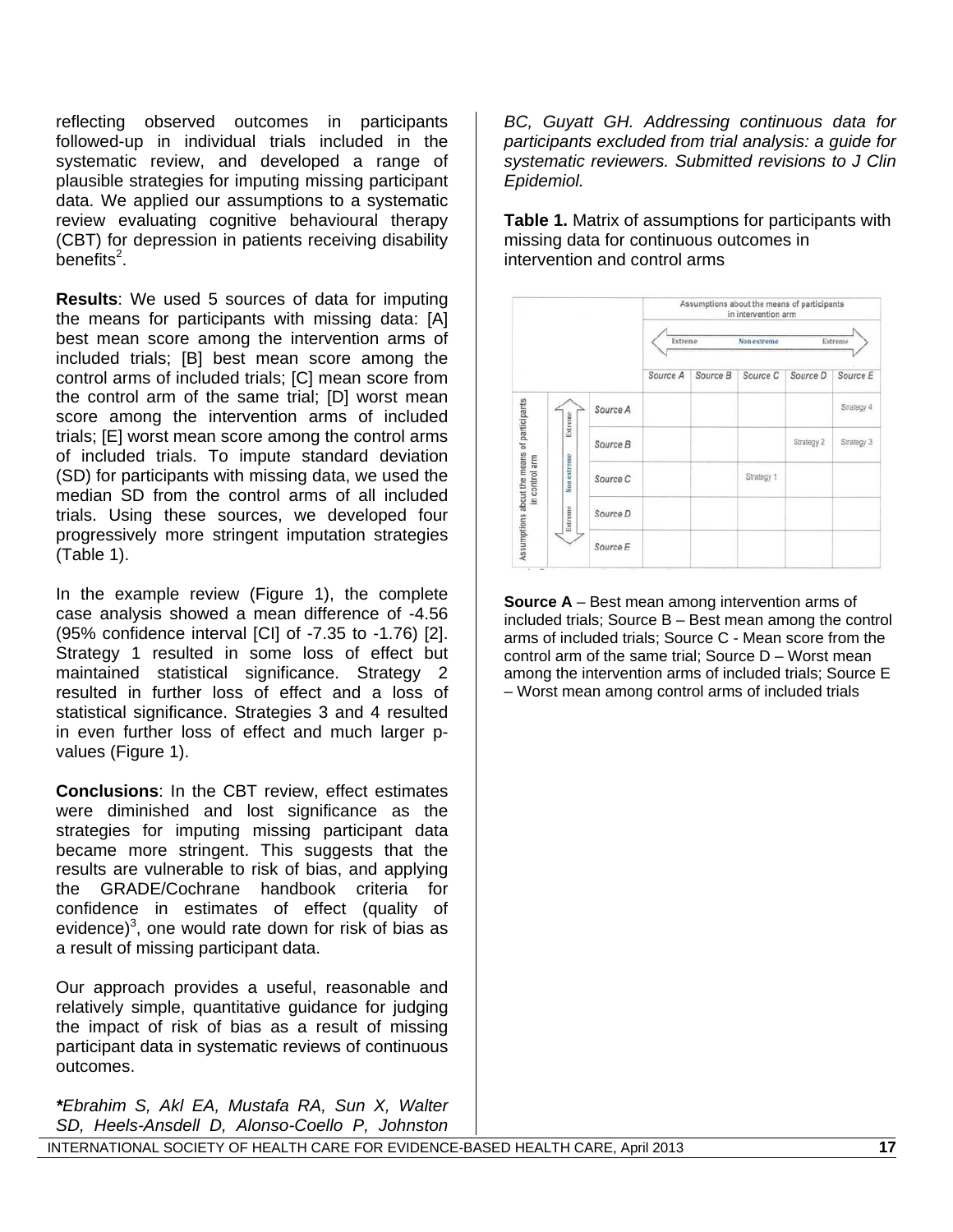reflecting observed outcomes in participants followed-up in individual trials included in the systematic review, and developed a range of plausible strategies for imputing missing participant data. We applied our assumptions to a systematic review evaluating cognitive behavioural therapy (CBT) for depression in patients receiving disability benefits[2].

**Results**: We used 5 sources of data for imputing the means for participants with missing data: [A] best mean score among the intervention arms of included trials; [B] best mean score among the control arms of included trials; [C] mean score from the control arm of the same trial; [D] worst mean score among the intervention arms of included trials; [E] worst mean score among the control arms of included trials. To impute standard deviation (SD) for participants with missing data, we used the median SD from the control arms of all included trials. Using these sources, we developed four progressively more stringent imputation strategies (Table 1).

In the example review (Figure 1), the complete case analysis showed a mean difference of -4.56 (95% confidence interval [CI] of -7.35 to -1.76) [2]. Strategy 1 resulted in some loss of effect but maintained statistical significance. Strategy 2 resulted in further loss of effect and a loss of statistical significance. Strategies 3 and 4 resulted in even further loss of effect and much larger p-values (Figure 1).

**Conclusions**: In the CBT review, effect estimates were diminished and lost significance as the strategies for imputing missing participant data became more stringent. This suggests that the results are vulnerable to risk of bias, and applying the GRADE/Cochrane handbook criteria for confidence in estimates of effect (quality of evidence)[3], one would rate down for risk of bias as a result of missing participant data.

Our approach provides a useful, reasonable and relatively simple, quantitative guidance for judging the impact of risk of bias as a result of missing participant data in systematic reviews of continuous outcomes.

***Ebrahim S, Akl EA, Mustafa RA, Sun X, Walter SD, Heels-Ansdell D, Alonso-Coello P, Johnston BC, Guyatt GH. Addressing continuous data for participants excluded from trial analysis: a guide for systematic reviewers. Submitted revisions to J Clin Epidemiol.***

**Table 1.** Matrix of assumptions for participants with missing data for continuous outcomes in intervention and control arms

| Assumptions about the means of participants in control arm | | Assumptions about the means of participants in intervention arm (Extreme ← Non extreme → Extreme) | | | | |
|---|---|---|---|---|---|---|
| | | Source A | Source B | Source C | Source D | Source E |
| Extreme | Source A | | | | | Strategy 4 |
| Extreme | Source B | | | | Strategy 2 | Strategy 3 |
| Non extreme | Source C | | | Strategy 1 | | |
| Extreme | Source D | | | | | |
| Extreme | Source E | | | | | |

**Source A** – Best mean among intervention arms of included trials; Source B – Best mean among the control arms of included trials; Source C - Mean score from the control arm of the same trial; Source D – Worst mean among the intervention arms of included trials; Source E – Worst mean among control arms of included trials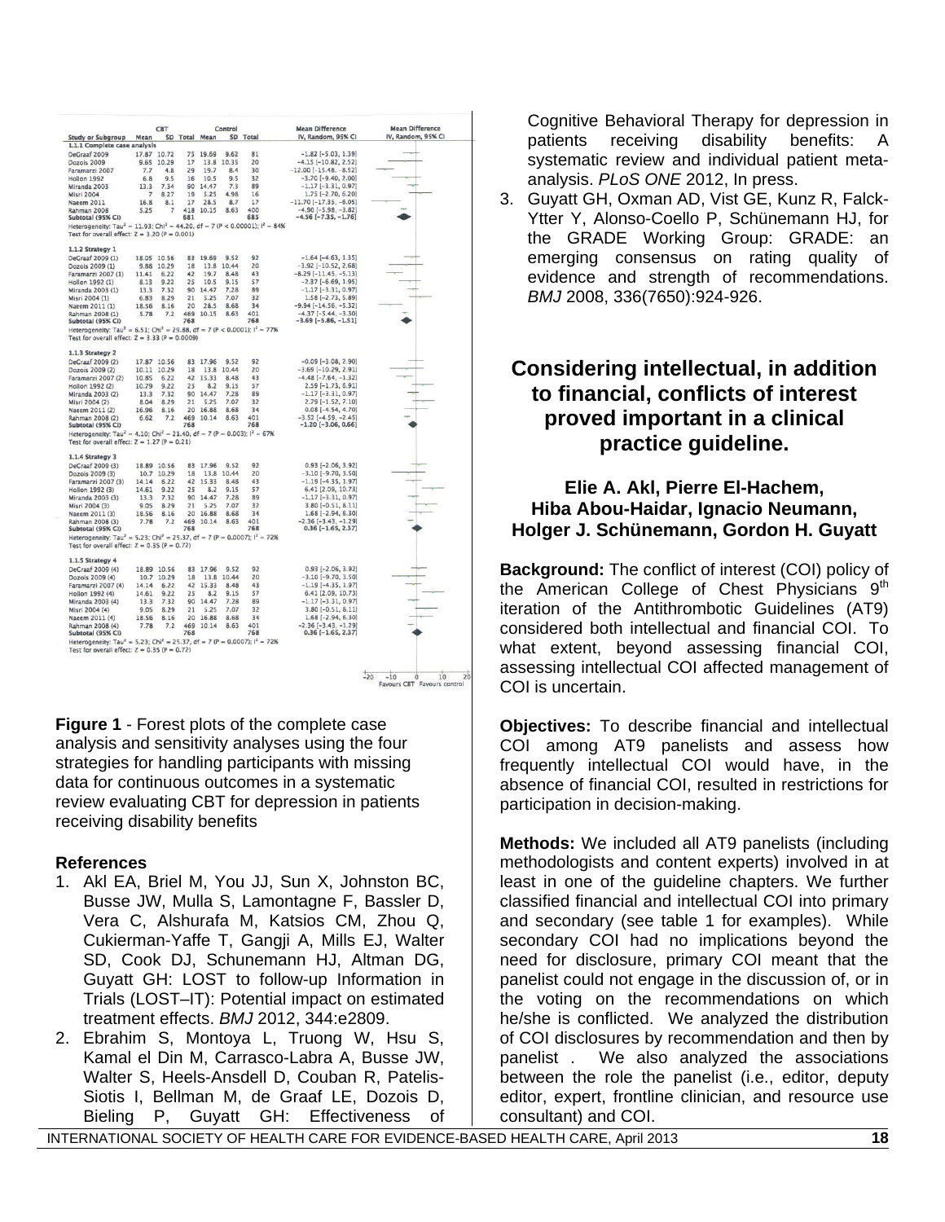| Study or Subgroup | CBT Mean | CBT SD | CBT Total | Control Mean | Control SD | Control Total | Mean Difference IV, Random, 95% CI |
|---|---|---|---|---|---|---|---|
| **1.1.1 Complete case analysis** | | | | | | | |
| DeGraaf 2009 | 17.87 | 10.72 | 75 | 19.69 | 9.62 | 81 | −1.82 [−5.03, 1.39] |
| Dozois 2009 | 9.65 | 10.29 | 17 | 13.8 | 10.35 | 20 | −4.15 [−10.82, 2.52] |
| Faramarzi 2007 | 7.7 | 4.8 | 29 | 19.7 | 8.4 | 30 | −12.00 [−15.48, −8.52] |
| Hollon 1992 | 6.8 | 9.5 | 16 | 10.5 | 9.5 | 32 | −3.70 [−9.40, 2.00] |
| Miranda 2003 | 13.3 | 7.34 | 90 | 14.47 | 7.3 | 89 | −1.17 [−3.31, 0.97] |
| Misri 2004 | 7 | 8.27 | 19 | 5.25 | 4.98 | 16 | 1.75 [−2.70, 6.20] |
| Naeem 2011 | 16.8 | 8.1 | 17 | 28.5 | 8.7 | 17 | −11.70 [−17.35, −6.05] |
| Rahman 2008 | 5.25 | 7 | 418 | 10.15 | 8.63 | 400 | −4.90 [−5.98, −3.82] |
| **Subtotal (95% CI)** | | | 681 | | | 685 | **−4.56 [−7.35, −1.76]** |
| Heterogeneity: Tau² = 11.93; Chi² = 44.20, df = 7 (P < 0.00001); I² = 84% | | | | | | | |
| Test for overall effect: Z = 3.20 (P = 0.001) | | | | | | | |
| **1.1.2 Strategy 1** | | | | | | | |
| DeGraaf 2009 (1) | 18.05 | 10.56 | 83 | 19.69 | 9.52 | 92 | −1.64 [−4.63, 1.35] |
| Dozois 2009 (1) | 9.88 | 10.29 | 18 | 13.8 | 10.44 | 20 | −3.92 [−10.52, 2.68] |
| Faramarzi 2007 (1) | 11.41 | 6.22 | 42 | 19.7 | 8.48 | 43 | −8.29 [−11.45, −5.13] |
| Hollon 1992 (1) | 8.13 | 9.22 | 25 | 10.5 | 9.15 | 57 | −2.37 [−6.69, 1.95] |
| Miranda 2003 (1) | 13.3 | 7.32 | 90 | 14.47 | 7.28 | 89 | −1.17 [−3.31, 0.97] |
| Misri 2004 (1) | 6.83 | 8.29 | 21 | 5.25 | 7.07 | 32 | 1.58 [−2.73, 5.89] |
| Naeem 2011 (1) | 18.56 | 8.16 | 20 | 28.5 | 8.68 | 34 | −9.94 [−14.56, −5.32] |
| Rahman 2008 (1) | 5.78 | 7.2 | 469 | 10.15 | 8.63 | 401 | −4.37 [−5.44, −3.30] |
| **Subtotal (95% CI)** | | | 768 | | | 768 | **−3.69 [−5.86, −1.51]** |
| Heterogeneity: Tau² = 6.51; Chi² = 29.88, df = 7 (P < 0.0001); I² = 77% | | | | | | | |
| Test for overall effect: Z = 3.33 (P = 0.0009) | | | | | | | |
| **1.1.3 Strategy 2** | | | | | | | |
| DeGraaf 2009 (2) | 17.87 | 10.56 | 83 | 17.96 | 9.52 | 92 | −0.09 [−3.08, 2.90] |
| Dozois 2009 (2) | 10.11 | 10.29 | 18 | 13.8 | 10.44 | 20 | −3.69 [−10.29, 2.91] |
| Faramarzi 2007 (2) | 10.85 | 6.22 | 42 | 15.33 | 8.48 | 43 | −4.48 [−7.64, −1.32] |
| Hollon 1992 (2) | 10.79 | 9.22 | 25 | 8.2 | 9.15 | 57 | 2.59 [−1.73, 6.91] |
| Miranda 2003 (2) | 13.3 | 7.32 | 90 | 14.47 | 7.28 | 89 | −1.17 [−3.31, 0.97] |
| Misri 2004 (2) | 8.04 | 8.29 | 21 | 5.25 | 7.07 | 32 | 2.79 [−1.52, 7.10] |
| Naeem 2011 (2) | 16.96 | 8.16 | 20 | 16.88 | 8.68 | 34 | 0.08 [−4.54, 4.70] |
| Rahman 2008 (2) | 6.62 | 7.2 | 469 | 10.14 | 8.63 | 401 | −3.52 [−4.59, −2.45] |
| **Subtotal (95% CI)** | | | 768 | | | 768 | **−1.20 [−3.06, 0.66]** |
| Heterogeneity: Tau² = 4.10; Chi² = 21.40, df = 7 (P = 0.003); I² = 67% | | | | | | | |
| Test for overall effect: Z = 1.27 (P = 0.21) | | | | | | | |
| **1.1.4 Strategy 3** | | | | | | | |
| DeGraaf 2009 (3) | 18.89 | 10.56 | 83 | 17.96 | 9.52 | 92 | 0.93 [−2.06, 3.92] |
| Dozois 2009 (3) | 10.7 | 10.29 | 18 | 13.8 | 10.44 | 20 | −3.10 [−9.70, 3.50] |
| Faramarzi 2007 (3) | 14.14 | 6.22 | 42 | 15.33 | 8.48 | 43 | −1.19 [−4.35, 1.97] |
| Hollon 1992 (3) | 14.61 | 9.22 | 25 | 8.2 | 9.15 | 57 | 6.41 [2.09, 10.73] |
| Miranda 2003 (3) | 13.3 | 7.32 | 90 | 14.47 | 7.28 | 89 | −1.17 [−3.31, 0.97] |
| Misri 2004 (3) | 9.05 | 8.29 | 21 | 5.25 | 7.07 | 32 | 3.80 [−0.51, 8.11] |
| Naeem 2011 (3) | 18.56 | 8.16 | 20 | 16.88 | 8.68 | 34 | 1.68 [−2.94, 6.30] |
| Rahman 2008 (3) | 7.78 | 7.2 | 469 | 10.14 | 8.63 | 401 | −2.36 [−3.43, −1.29] |
| **Subtotal (95% CI)** | | | 768 | | | 768 | **0.36 [−1.65, 2.37]** |
| Heterogeneity: Tau² = 5.23; Chi² = 25.37, df = 7 (P = 0.0007); I² = 72% | | | | | | | |
| Test for overall effect: Z = 0.35 (P = 0.72) | | | | | | | |
| **1.1.5 Strategy 4** | | | | | | | |
| DeGraaf 2009 (4) | 18.89 | 10.56 | 83 | 17.96 | 9.52 | 92 | 0.93 [−2.06, 3.92] |
| Dozois 2009 (4) | 10.7 | 10.29 | 18 | 13.8 | 10.44 | 20 | −3.10 [−9.70, 3.50] |
| Faramarzi 2007 (4) | 14.14 | 6.22 | 42 | 15.33 | 8.48 | 43 | −1.19 [−4.35, 1.97] |
| Hollon 1992 (4) | 14.61 | 9.22 | 25 | 8.2 | 9.15 | 57 | 6.41 [2.09, 10.73] |
| Miranda 2003 (4) | 13.3 | 7.32 | 90 | 14.47 | 7.28 | 89 | −1.17 [−3.31, 0.97] |
| Misri 2004 (4) | 9.05 | 8.29 | 21 | 5.25 | 7.07 | 32 | 3.80 [−0.51, 8.11] |
| Naeem 2011 (4) | 18.56 | 8.16 | 20 | 16.88 | 8.68 | 34 | 1.68 [−2.94, 6.30] |
| Rahman 2008 (4) | 7.78 | 7.2 | 469 | 10.14 | 8.63 | 401 | −2.36 [−3.43, −1.29] |
| **Subtotal (95% CI)** | | | 768 | | | 768 | **0.36 [−1.65, 2.37]** |
| Heterogeneity: Tau² = 5.23; Chi² = 25.37, df = 7 (P = 0.0007); I² = 72% | | | | | | | |
| Test for overall effect: Z = 0.35 (P = 0.72) | | | | | | | |

−20 −10 0 10 20
Favours CBT Favours control

**Figure 1** - Forest plots of the complete case analysis and sensitivity analyses using the four strategies for handling participants with missing data for continuous outcomes in a systematic review evaluating CBT for depression in patients receiving disability benefits

**References**

1. Akl EA, Briel M, You JJ, Sun X, Johnston BC, Busse JW, Mulla S, Lamontagne F, Bassler D, Vera C, Alshurafa M, Katsios CM, Zhou Q, Cukierman-Yaffe T, Gangji A, Mills EJ, Walter SD, Cook DJ, Schunemann HJ, Altman DG, Guyatt GH: LOST to follow-up Information in Trials (LOST–IT): Potential impact on estimated treatment effects. *BMJ* 2012, 344:e2809.
2. Ebrahim S, Montoya L, Truong W, Hsu S, Kamal el Din M, Carrasco-Labra A, Busse JW, Walter S, Heels-Ansdell D, Couban R, Patelis-Siotis I, Bellman M, de Graaf LE, Dozois D, Bieling P, Guyatt GH: Effectiveness of Cognitive Behavioral Therapy for depression in patients receiving disability benefits: A systematic review and individual patient meta-analysis. *PLoS ONE* 2012, In press.
3. Guyatt GH, Oxman AD, Vist GE, Kunz R, Falck-Ytter Y, Alonso-Coello P, Schünemann HJ, for the GRADE Working Group: GRADE: an emerging consensus on rating quality of evidence and strength of recommendations. *BMJ* 2008, 336(7650):924-926.

## Considering intellectual, in addition to financial, conflicts of interest proved important in a clinical practice guideline.

**Elie A. Akl, Pierre El-Hachem,**
**Hiba Abou-Haidar, Ignacio Neumann,**
**Holger J. Schünemann, Gordon H. Guyatt**

**Background:** The conflict of interest (COI) policy of the American College of Chest Physicians 9th iteration of the Antithrombotic Guidelines (AT9) considered both intellectual and financial COI. To what extent, beyond assessing financial COI, assessing intellectual COI affected management of COI is uncertain.

**Objectives:** To describe financial and intellectual COI among AT9 panelists and assess how frequently intellectual COI would have, in the absence of financial COI, resulted in restrictions for participation in decision-making.

**Methods:** We included all AT9 panelists (including methodologists and content experts) involved in at least in one of the guideline chapters. We further classified financial and intellectual COI into primary and secondary (see table 1 for examples). While secondary COI had no implications beyond the need for disclosure, primary COI meant that the panelist could not engage in the discussion of, or in the voting on the recommendations on which he/she is conflicted. We analyzed the distribution of COI disclosures by recommendation and then by panelist . We also analyzed the associations between the role the panelist (i.e., editor, deputy editor, expert, frontline clinician, and resource use consultant) and COI.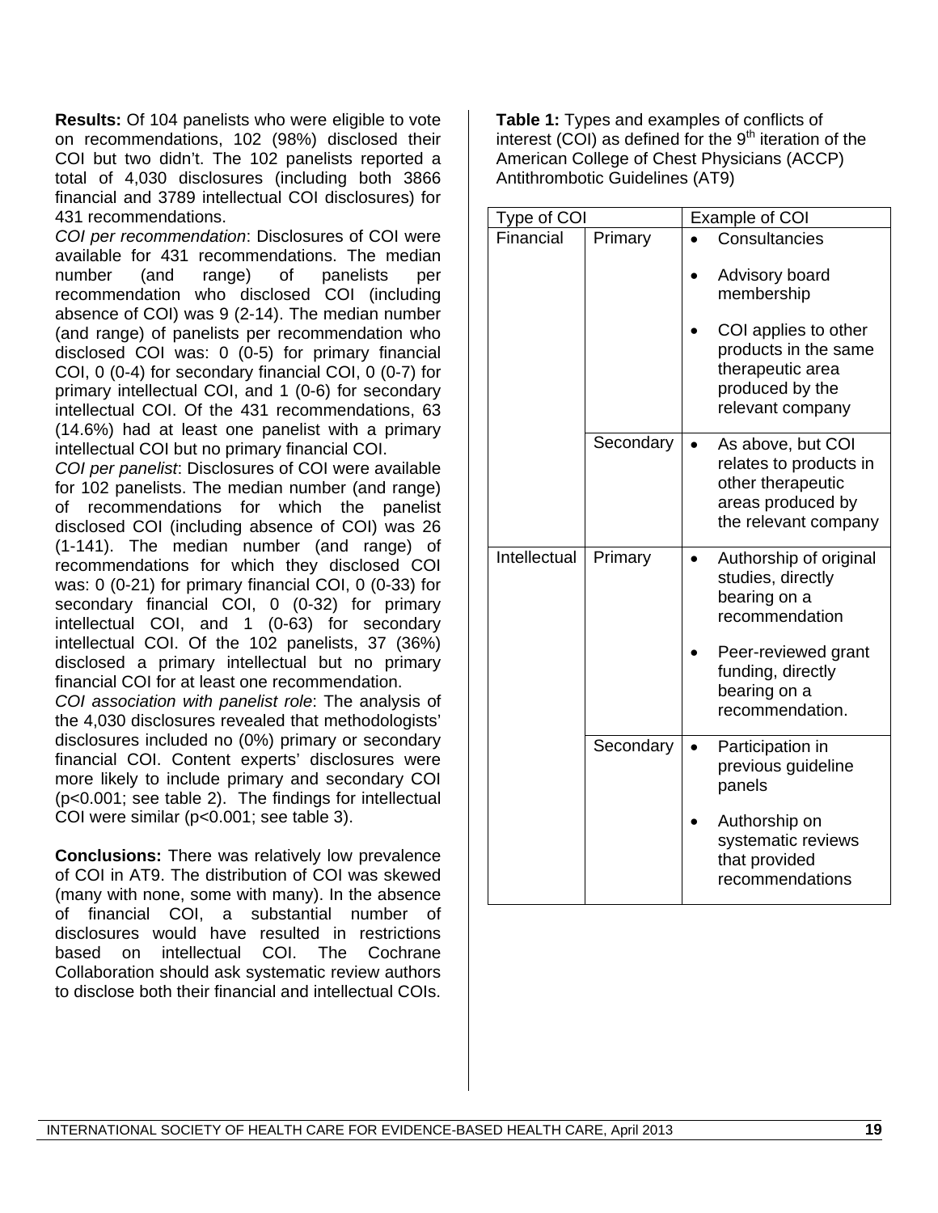**Results:** Of 104 panelists who were eligible to vote on recommendations, 102 (98%) disclosed their COI but two didn't. The 102 panelists reported a total of 4,030 disclosures (including both 3866 financial and 3789 intellectual COI disclosures) for 431 recommendations.

*COI per recommendation*: Disclosures of COI were available for 431 recommendations. The median number (and range) of panelists per recommendation who disclosed COI (including absence of COI) was 9 (2-14). The median number (and range) of panelists per recommendation who disclosed COI was: 0 (0-5) for primary financial COI, 0 (0-4) for secondary financial COI, 0 (0-7) for primary intellectual COI, and 1 (0-6) for secondary intellectual COI. Of the 431 recommendations, 63 (14.6%) had at least one panelist with a primary intellectual COI but no primary financial COI.

*COI per panelist*: Disclosures of COI were available for 102 panelists. The median number (and range) of recommendations for which the panelist disclosed COI (including absence of COI) was 26 (1-141). The median number (and range) of recommendations for which they disclosed COI was: 0 (0-21) for primary financial COI, 0 (0-33) for secondary financial COI, 0 (0-32) for primary intellectual COI, and 1 (0-63) for secondary intellectual COI. Of the 102 panelists, 37 (36%) disclosed a primary intellectual but no primary financial COI for at least one recommendation.

*COI association with panelist role*: The analysis of the 4,030 disclosures revealed that methodologists' disclosures included no (0%) primary or secondary financial COI. Content experts' disclosures were more likely to include primary and secondary COI ($p<0.001$; see table 2). The findings for intellectual COI were similar ($p<0.001$; see table 3).

**Conclusions:** There was relatively low prevalence of COI in AT9. The distribution of COI was skewed (many with none, some with many). In the absence of financial COI, a substantial number of disclosures would have resulted in restrictions based on intellectual COI. The Cochrane Collaboration should ask systematic review authors to disclose both their financial and intellectual COIs.

**Table 1:** Types and examples of conflicts of interest (COI) as defined for the 9th iteration of the American College of Chest Physicians (ACCP) Antithrombotic Guidelines (AT9)

| Type of COI | | Example of COI |
|---|---|---|
| Financial | Primary | • Consultancies<br>• Advisory board membership<br>• COI applies to other products in the same therapeutic area produced by the relevant company |
| | Secondary | • As above, but COI relates to products in other therapeutic areas produced by the relevant company |
| Intellectual | Primary | • Authorship of original studies, directly bearing on a recommendation<br>• Peer-reviewed grant funding, directly bearing on a recommendation. |
| | Secondary | • Participation in previous guideline panels<br>• Authorship on systematic reviews that provided recommendations |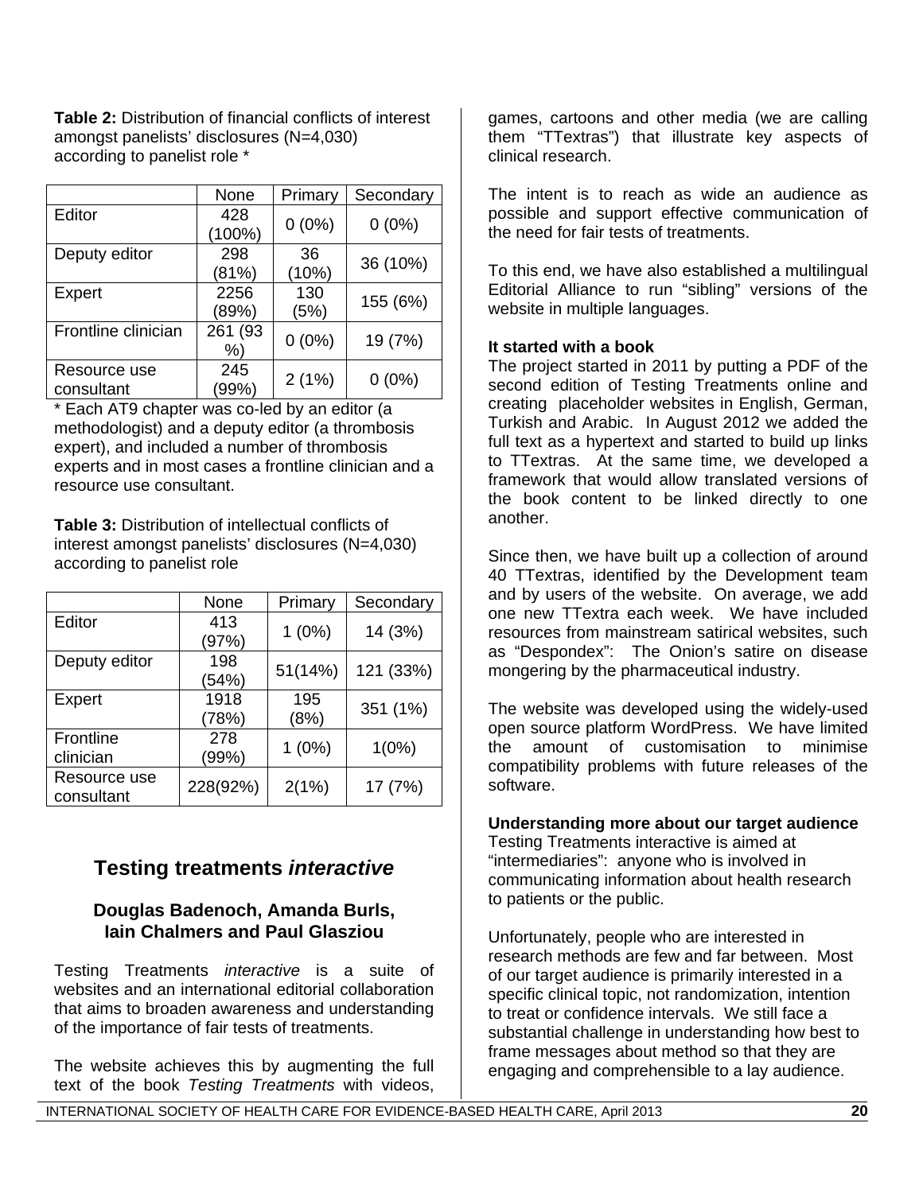**Table 2:** Distribution of financial conflicts of interest amongst panelists' disclosures (N=4,030) according to panelist role *

| | None | Primary | Secondary |
|---|---|---|---|
| Editor | 428 (100%) | 0 (0%) | 0 (0%) |
| Deputy editor | 298 (81%) | 36 (10%) | 36 (10%) |
| Expert | 2256 (89%) | 130 (5%) | 155 (6%) |
| Frontline clinician | 261 (93 %) | 0 (0%) | 19 (7%) |
| Resource use consultant | 245 (99%) | 2 (1%) | 0 (0%) |

* Each AT9 chapter was co-led by an editor (a methodologist) and a deputy editor (a thrombosis expert), and included a number of thrombosis experts and in most cases a frontline clinician and a resource use consultant.

**Table 3:** Distribution of intellectual conflicts of interest amongst panelists' disclosures (N=4,030) according to panelist role

| | None | Primary | Secondary |
|---|---|---|---|
| Editor | 413 (97%) | 1 (0%) | 14 (3%) |
| Deputy editor | 198 (54%) | 51(14%) | 121 (33%) |
| Expert | 1918 (78%) | 195 (8%) | 351 (1%) |
| Frontline clinician | 278 (99%) | 1 (0%) | 1(0%) |
| Resource use consultant | 228(92%) | 2(1%) | 17 (7%) |

## Testing treatments *interactive*

### Douglas Badenoch, Amanda Burls, Iain Chalmers and Paul Glasziou

Testing Treatments *interactive* is a suite of websites and an international editorial collaboration that aims to broaden awareness and understanding of the importance of fair tests of treatments.

The website achieves this by augmenting the full text of the book *Testing Treatments* with videos, games, cartoons and other media (we are calling them "TTextras") that illustrate key aspects of clinical research.

The intent is to reach as wide an audience as possible and support effective communication of the need for fair tests of treatments.

To this end, we have also established a multilingual Editorial Alliance to run "sibling" versions of the website in multiple languages.

**It started with a book**

The project started in 2011 by putting a PDF of the second edition of Testing Treatments online and creating placeholder websites in English, German, Turkish and Arabic. In August 2012 we added the full text as a hypertext and started to build up links to TTextras. At the same time, we developed a framework that would allow translated versions of the book content to be linked directly to one another.

Since then, we have built up a collection of around 40 TTextras, identified by the Development team and by users of the website. On average, we add one new TTextra each week. We have included resources from mainstream satirical websites, such as "Despondex": The Onion's satire on disease mongering by the pharmaceutical industry.

The website was developed using the widely-used open source platform WordPress. We have limited the amount of customisation to minimise compatibility problems with future releases of the software.

**Understanding more about our target audience**

Testing Treatments interactive is aimed at "intermediaries": anyone who is involved in communicating information about health research to patients or the public.

Unfortunately, people who are interested in research methods are few and far between. Most of our target audience is primarily interested in a specific clinical topic, not randomization, intention to treat or confidence intervals. We still face a substantial challenge in understanding how best to frame messages about method so that they are engaging and comprehensible to a lay audience.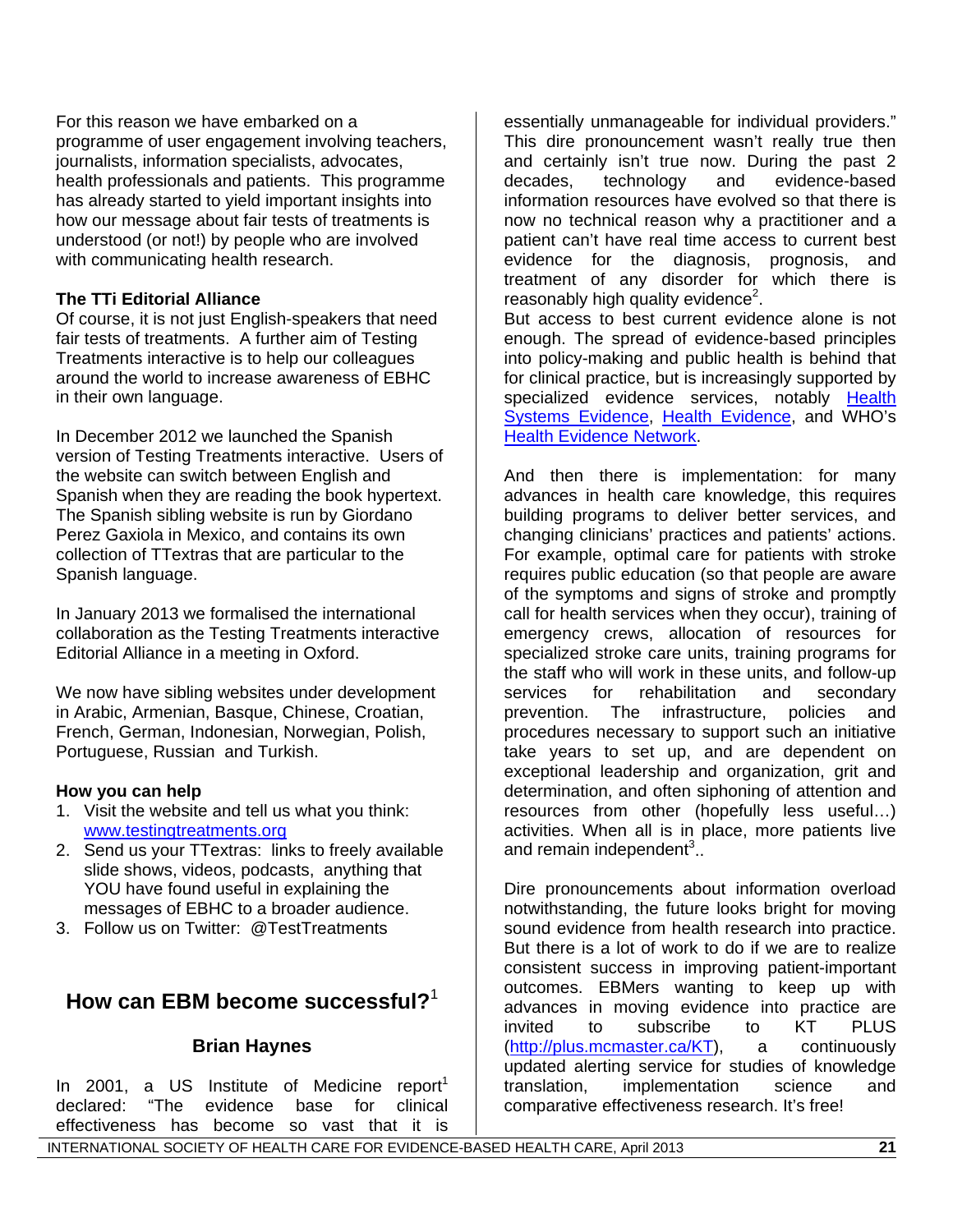For this reason we have embarked on a programme of user engagement involving teachers, journalists, information specialists, advocates, health professionals and patients. This programme has already started to yield important insights into how our message about fair tests of treatments is understood (or not!) by people who are involved with communicating health research.

**The TTi Editorial Alliance**

Of course, it is not just English-speakers that need fair tests of treatments. A further aim of Testing Treatments interactive is to help our colleagues around the world to increase awareness of EBHC in their own language.

In December 2012 we launched the Spanish version of Testing Treatments interactive. Users of the website can switch between English and Spanish when they are reading the book hypertext. The Spanish sibling website is run by Giordano Perez Gaxiola in Mexico, and contains its own collection of TTextras that are particular to the Spanish language.

In January 2013 we formalised the international collaboration as the Testing Treatments interactive Editorial Alliance in a meeting in Oxford.

We now have sibling websites under development in Arabic, Armenian, Basque, Chinese, Croatian, French, German, Indonesian, Norwegian, Polish, Portuguese, Russian and Turkish.

**How you can help**

1. Visit the website and tell us what you think: www.testingtreatments.org
2. Send us your TTextras: links to freely available slide shows, videos, podcasts, anything that YOU have found useful in explaining the messages of EBHC to a broader audience.
3. Follow us on Twitter: @TestTreatments

## How can EBM become successful?[1]

**Brian Haynes**

In 2001, a US Institute of Medicine report[1] declared: "The evidence base for clinical effectiveness has become so vast that it is essentially unmanageable for individual providers." This dire pronouncement wasn't really true then and certainly isn't true now. During the past 2 decades, technology and evidence-based information resources have evolved so that there is now no technical reason why a practitioner and a patient can't have real time access to current best evidence for the diagnosis, prognosis, and treatment of any disorder for which there is reasonably high quality evidence[2].

But access to best current evidence alone is not enough. The spread of evidence-based principles into policy-making and public health is behind that for clinical practice, but is increasingly supported by specialized evidence services, notably Health Systems Evidence, Health Evidence, and WHO's Health Evidence Network.

And then there is implementation: for many advances in health care knowledge, this requires building programs to deliver better services, and changing clinicians' practices and patients' actions. For example, optimal care for patients with stroke requires public education (so that people are aware of the symptoms and signs of stroke and promptly call for health services when they occur), training of emergency crews, allocation of resources for specialized stroke care units, training programs for the staff who will work in these units, and follow-up services for rehabilitation and secondary prevention. The infrastructure, policies and procedures necessary to support such an initiative take years to set up, and are dependent on exceptional leadership and organization, grit and determination, and often siphoning of attention and resources from other (hopefully less useful…) activities. When all is in place, more patients live and remain independent[3]..

Dire pronouncements about information overload notwithstanding, the future looks bright for moving sound evidence from health research into practice. But there is a lot of work to do if we are to realize consistent success in improving patient-important outcomes. EBMers wanting to keep up with advances in moving evidence into practice are invited to subscribe to KT PLUS (http://plus.mcmaster.ca/KT), a continuously updated alerting service for studies of knowledge translation, implementation science and comparative effectiveness research. It's free!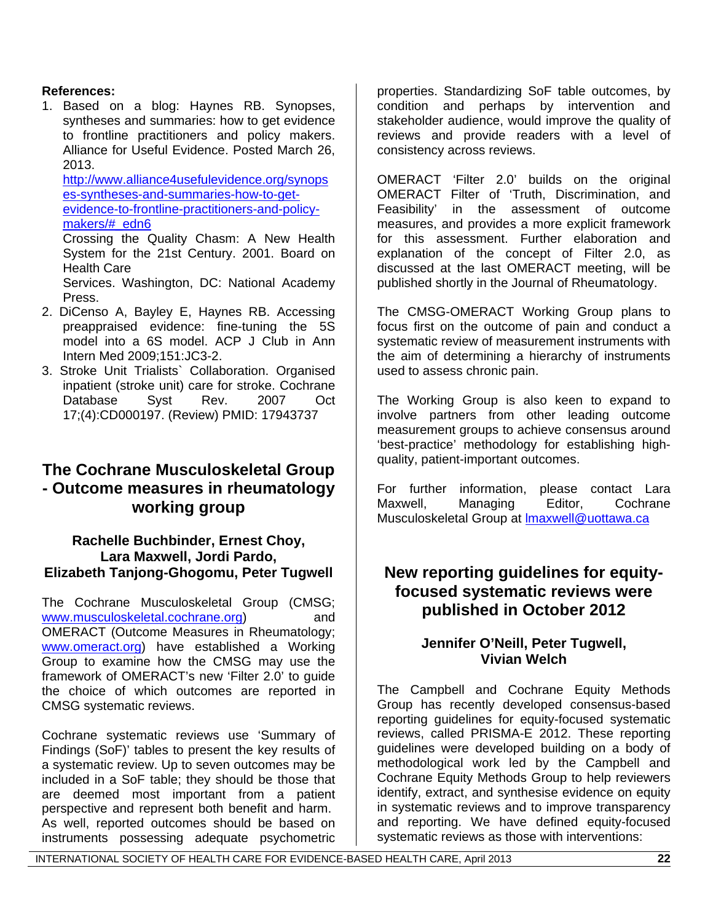**References:**

1. Based on a blog: Haynes RB. Synopses, syntheses and summaries: how to get evidence to frontline practitioners and policy makers. Alliance for Useful Evidence. Posted March 26, 2013. http://www.alliance4usefulevidence.org/synopses-syntheses-and-summaries-how-to-get-evidence-to-frontline-practitioners-and-policy-makers/#_edn6
   Crossing the Quality Chasm: A New Health System for the 21st Century. 2001. Board on Health Care
   Services. Washington, DC: National Academy Press.
2. DiCenso A, Bayley E, Haynes RB. Accessing preappraised evidence: fine-tuning the 5S model into a 6S model. ACP J Club in Ann Intern Med 2009;151:JC3-2.
3. Stroke Unit Trialists` Collaboration. Organised inpatient (stroke unit) care for stroke. Cochrane Database Syst Rev. 2007 Oct 17;(4):CD000197. (Review) PMID: 17943737

## The Cochrane Musculoskeletal Group - Outcome measures in rheumatology working group

**Rachelle Buchbinder, Ernest Choy, Lara Maxwell, Jordi Pardo, Elizabeth Tanjong-Ghogomu, Peter Tugwell**

The Cochrane Musculoskeletal Group (CMSG; www.musculoskeletal.cochrane.org) and OMERACT (Outcome Measures in Rheumatology; www.omeract.org) have established a Working Group to examine how the CMSG may use the framework of OMERACT's new 'Filter 2.0' to guide the choice of which outcomes are reported in CMSG systematic reviews.

Cochrane systematic reviews use 'Summary of Findings (SoF)' tables to present the key results of a systematic review. Up to seven outcomes may be included in a SoF table; they should be those that are deemed most important from a patient perspective and represent both benefit and harm. As well, reported outcomes should be based on instruments possessing adequate psychometric properties. Standardizing SoF table outcomes, by condition and perhaps by intervention and stakeholder audience, would improve the quality of reviews and provide readers with a level of consistency across reviews.

OMERACT 'Filter 2.0' builds on the original OMERACT Filter of 'Truth, Discrimination, and Feasibility' in the assessment of outcome measures, and provides a more explicit framework for this assessment. Further elaboration and explanation of the concept of Filter 2.0, as discussed at the last OMERACT meeting, will be published shortly in the Journal of Rheumatology.

The CMSG-OMERACT Working Group plans to focus first on the outcome of pain and conduct a systematic review of measurement instruments with the aim of determining a hierarchy of instruments used to assess chronic pain.

The Working Group is also keen to expand to involve partners from other leading outcome measurement groups to achieve consensus around 'best-practice' methodology for establishing high-quality, patient-important outcomes.

For further information, please contact Lara Maxwell, Managing Editor, Cochrane Musculoskeletal Group at lmaxwell@uottawa.ca

## New reporting guidelines for equity-focused systematic reviews were published in October 2012

**Jennifer O'Neill, Peter Tugwell, Vivian Welch**

The Campbell and Cochrane Equity Methods Group has recently developed consensus-based reporting guidelines for equity-focused systematic reviews, called PRISMA-E 2012. These reporting guidelines were developed building on a body of methodological work led by the Campbell and Cochrane Equity Methods Group to help reviewers identify, extract, and synthesise evidence on equity in systematic reviews and to improve transparency and reporting. We have defined equity-focused systematic reviews as those with interventions: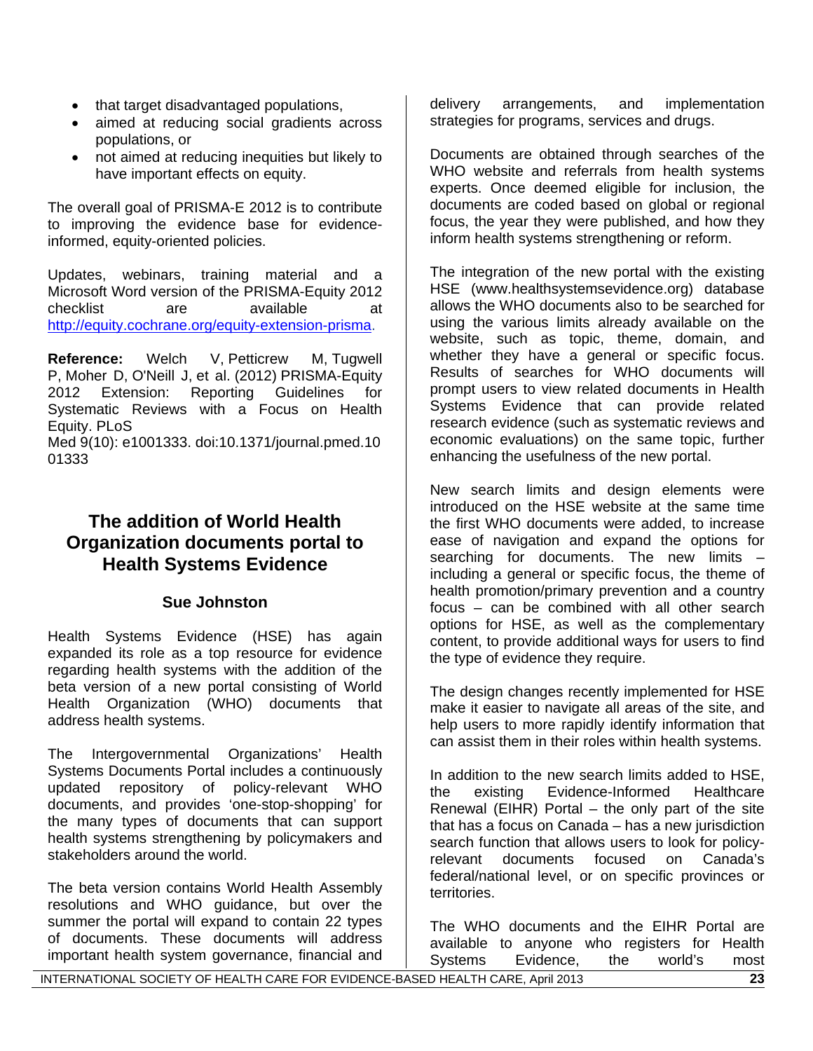- that target disadvantaged populations,
- aimed at reducing social gradients across populations, or
- not aimed at reducing inequities but likely to have important effects on equity.

The overall goal of PRISMA-E 2012 is to contribute to improving the evidence base for evidence-informed, equity-oriented policies.

Updates, webinars, training material and a Microsoft Word version of the PRISMA-Equity 2012 checklist are available at http://equity.cochrane.org/equity-extension-prisma.

**Reference:** Welch V, Petticrew M, Tugwell P, Moher D, O'Neill J, et al. (2012) PRISMA-Equity 2012 Extension: Reporting Guidelines for Systematic Reviews with a Focus on Health Equity. PLoS Med 9(10): e1001333. doi:10.1371/journal.pmed.1001333

## The addition of World Health Organization documents portal to Health Systems Evidence

### Sue Johnston

Health Systems Evidence (HSE) has again expanded its role as a top resource for evidence regarding health systems with the addition of the beta version of a new portal consisting of World Health Organization (WHO) documents that address health systems.

The Intergovernmental Organizations' Health Systems Documents Portal includes a continuously updated repository of policy-relevant WHO documents, and provides 'one-stop-shopping' for the many types of documents that can support health systems strengthening by policymakers and stakeholders around the world.

The beta version contains World Health Assembly resolutions and WHO guidance, but over the summer the portal will expand to contain 22 types of documents. These documents will address important health system governance, financial and delivery arrangements, and implementation strategies for programs, services and drugs.

Documents are obtained through searches of the WHO website and referrals from health systems experts. Once deemed eligible for inclusion, the documents are coded based on global or regional focus, the year they were published, and how they inform health systems strengthening or reform.

The integration of the new portal with the existing HSE (www.healthsystemsevidence.org) database allows the WHO documents also to be searched for using the various limits already available on the website, such as topic, theme, domain, and whether they have a general or specific focus. Results of searches for WHO documents will prompt users to view related documents in Health Systems Evidence that can provide related research evidence (such as systematic reviews and economic evaluations) on the same topic, further enhancing the usefulness of the new portal.

New search limits and design elements were introduced on the HSE website at the same time the first WHO documents were added, to increase ease of navigation and expand the options for searching for documents. The new limits – including a general or specific focus, the theme of health promotion/primary prevention and a country focus – can be combined with all other search options for HSE, as well as the complementary content, to provide additional ways for users to find the type of evidence they require.

The design changes recently implemented for HSE make it easier to navigate all areas of the site, and help users to more rapidly identify information that can assist them in their roles within health systems.

In addition to the new search limits added to HSE, the existing Evidence-Informed Healthcare Renewal (EIHR) Portal – the only part of the site that has a focus on Canada – has a new jurisdiction search function that allows users to look for policy-relevant documents focused on Canada's federal/national level, or on specific provinces or territories.

The WHO documents and the EIHR Portal are available to anyone who registers for Health Systems Evidence, the world's most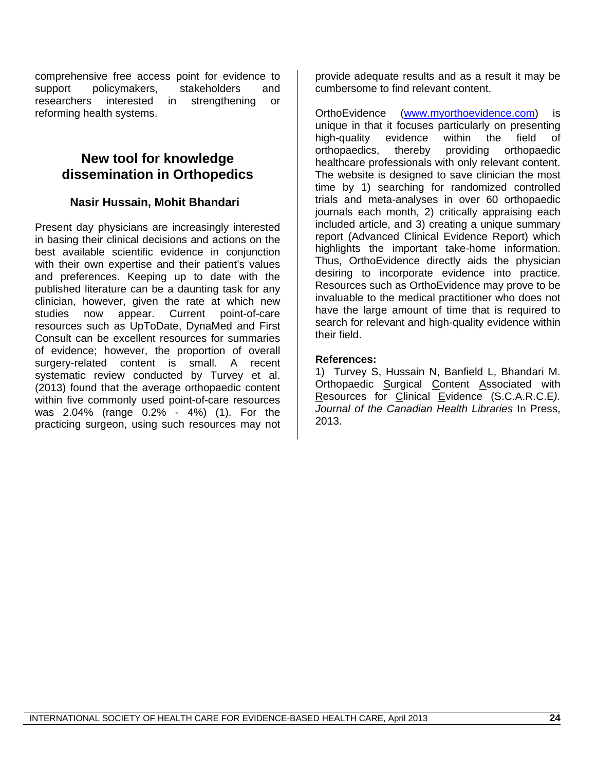comprehensive free access point for evidence to support policymakers, stakeholders and researchers interested in strengthening or reforming health systems.

## New tool for knowledge dissemination in Orthopedics

**Nasir Hussain, Mohit Bhandari**

Present day physicians are increasingly interested in basing their clinical decisions and actions on the best available scientific evidence in conjunction with their own expertise and their patient's values and preferences. Keeping up to date with the published literature can be a daunting task for any clinician, however, given the rate at which new studies now appear. Current point-of-care resources such as UpToDate, DynaMed and First Consult can be excellent resources for summaries of evidence; however, the proportion of overall surgery-related content is small. A recent systematic review conducted by Turvey et al. (2013) found that the average orthopaedic content within five commonly used point-of-care resources was 2.04% (range 0.2% - 4%) (1). For the practicing surgeon, using such resources may not provide adequate results and as a result it may be cumbersome to find relevant content.

OrthoEvidence (www.myorthoevidence.com) is unique in that it focuses particularly on presenting high-quality evidence within the field of orthopaedics, thereby providing orthopaedic healthcare professionals with only relevant content. The website is designed to save clinician the most time by 1) searching for randomized controlled trials and meta-analyses in over 60 orthopaedic journals each month, 2) critically appraising each included article, and 3) creating a unique summary report (Advanced Clinical Evidence Report) which highlights the important take-home information. Thus, OrthoEvidence directly aids the physician desiring to incorporate evidence into practice. Resources such as OrthoEvidence may prove to be invaluable to the medical practitioner who does not have the large amount of time that is required to search for relevant and high-quality evidence within their field.

**References:**

1) Turvey S, Hussain N, Banfield L, Bhandari M. Orthopaedic Surgical Content Associated with Resources for Clinical Evidence (S.C.A.R.C.E*).* *Journal of the Canadian Health Libraries* In Press, 2013.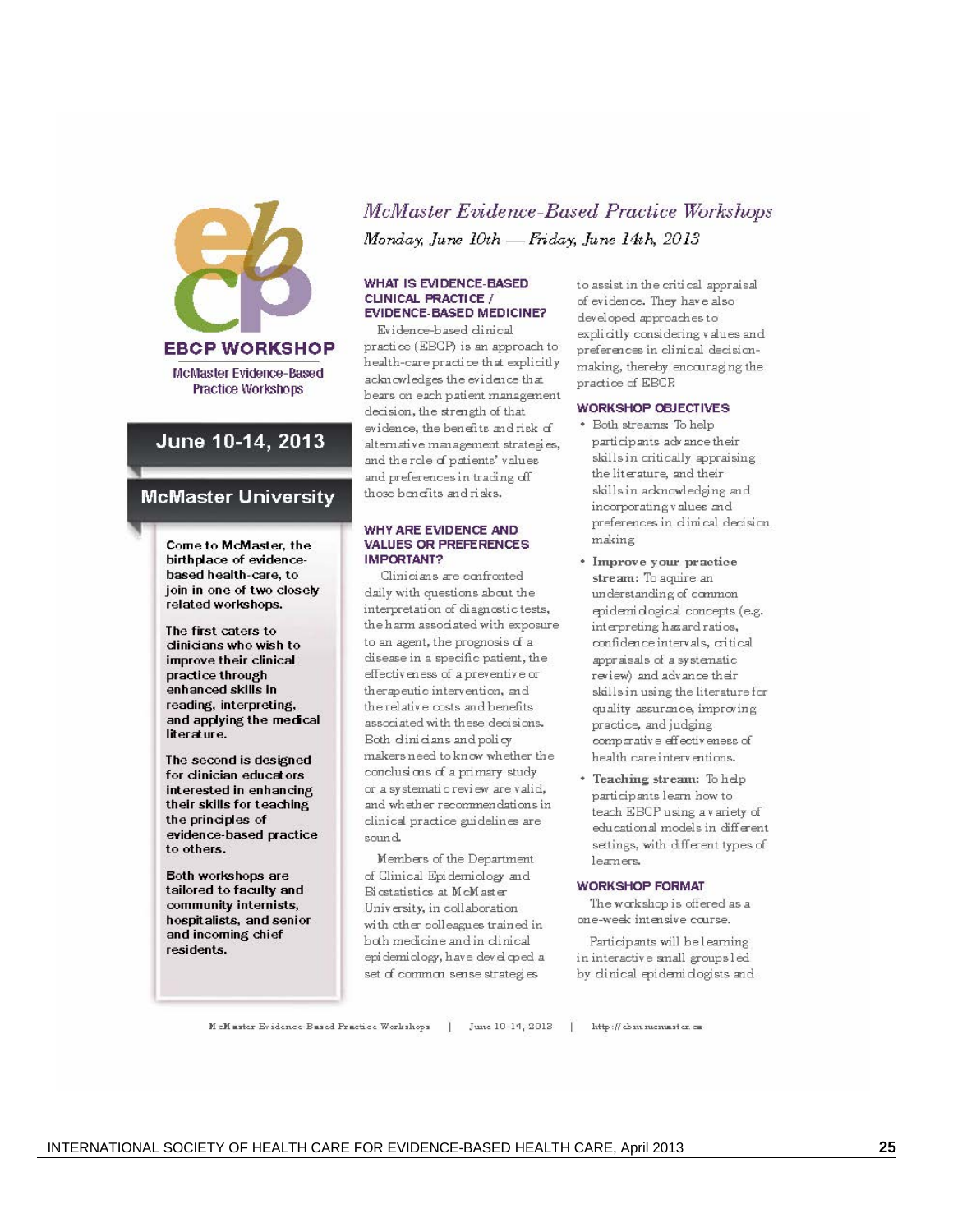EBCP WORKSHOP

McMaster Evidence-Based Practice Workshops

## June 10-14, 2013

## McMaster University

**Come to McMaster, the birthplace of evidence-based health-care, to join in one of two closely related workshops.**

**The first caters to clinicians who wish to improve their clinical practice through enhanced skills in reading, interpreting, and applying the medical literature.**

**The second is designed for clinician educators interested in enhancing their skills for teaching the principles of evidence-based practice to others.**

**Both workshops are tailored to faculty and community internists, hospitalists, and senior and incoming chief residents.**

# *McMaster Evidence-Based Practice Workshops*

*Monday, June 10th — Friday, June 14th, 2013*

### WHAT IS EVIDENCE-BASED CLINICAL PRACTICE / EVIDENCE-BASED MEDICINE?

Evidence-based clinical practice (EBCP) is an approach to health-care practice that explicitly acknowledges the evidence that bears on each patient management decision, the strength of that evidence, the benefits and risk of alternative management strategies, and the role of patients' values and preferences in trading off those benefits and risks.

### WHY ARE EVIDENCE AND VALUES OR PREFERENCES IMPORTANT?

Clinicians are confronted daily with questions about the interpretation of diagnostic tests, the harm associated with exposure to an agent, the prognosis of a disease in a specific patient, the effectiveness of a preventive or therapeutic intervention, and the relative costs and benefits associated with these decisions. Both clinicians and policy makers need to know whether the conclusions of a primary study or a systematic review are valid, and whether recommendations in clinical practice guidelines are sound.

Members of the Department of Clinical Epidemiology and Biostatistics at McMaster University, in collaboration with other colleagues trained in both medicine and in clinical epidemiology, have developed a set of common sense strategies to assist in the critical appraisal of evidence. They have also developed approaches to explicitly considering values and preferences in clinical decision-making, thereby encouraging the practice of EBCP.

### WORKSHOP OBJECTIVES

- Both streams: To help participants advance their skills in critically appraising the literature, and their skills in acknowledging and incorporating values and preferences in clinical decision making
- **Improve your practice stream:** To aquire an understanding of common epidemiological concepts (e.g. interpreting hazard ratios, confidence intervals, critical appraisals of a systematic review) and advance their skills in using the literature for quality assurance, improving practice, and judging comparative effectiveness of health care interventions.
- **Teaching stream:** To help participants learn how to teach EBCP using a variety of educational models in different settings, with different types of learners.

### WORKSHOP FORMAT

The workshop is offered as a one-week intensive course.

Participants will be learning in interactive small groups led by clinical epidemiologists and

McMaster Evidence-Based Practice Workshops | June 10-14, 2013 | http://ebm.mcmaster.ca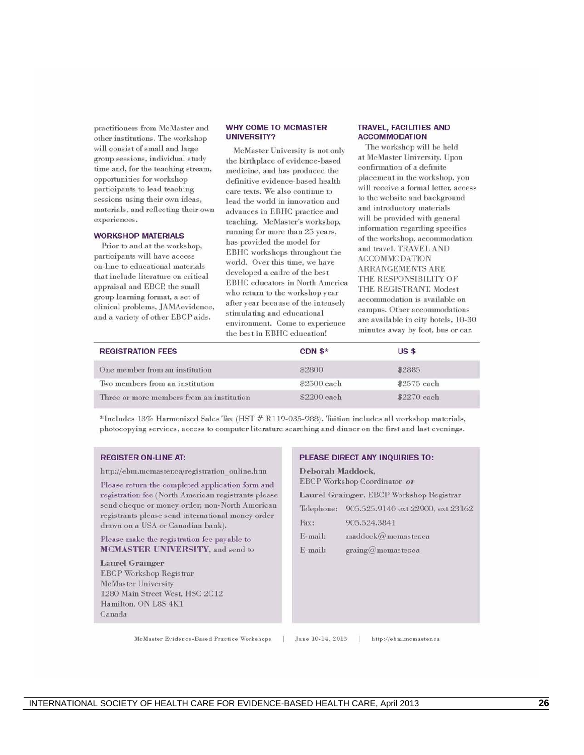practitioners from McMaster and other institutions. The workshop will consist of small and large group sessions, individual study time and, for the teaching stream, opportunities for workshop participants to lead teaching sessions using their own ideas, materials, and reflecting their own experiences.

### WORKSHOP MATERIALS

Prior to and at the workshop, participants will have access on-line to educational materials that include literature on critical appraisal and EBCP, the small group learning format, a set of clinical problems, JAMAevidence, and a variety of other EBCP aids.

### WHY COME TO MCMASTER UNIVERSITY?

McMaster University is not only the birthplace of evidence-based medicine, and has produced the definitive evidence-based health care texts. We also continue to lead the world in innovation and advances in EBHC practice and teaching. McMaster's workshop, running for more than 25 years, has provided the model for EBHC workshops throughout the world. Over this time, we have developed a cadre of the best EBHC educators in North America who return to the workshop year after year because of the intensely stimulating and educational environment. Come to experience the best in EBHC education!

### TRAVEL, FACILITIES AND ACCOMMODATION

The workshop will be held at McMaster University. Upon confirmation of a definite placement in the workshop, you will receive a formal letter, access to the website and background and introductory materials will be provided with general information regarding specifics of the workshop, accommodation and travel. TRAVEL AND ACCOMMODATION ARRANGEMENTS ARE THE RESPONSIBILITY OF THE REGISTRANT. Modest accommodation is available on campus. Other accommodations are available in city hotels, 10-30 minutes away by foot, bus or car.

| REGISTRATION FEES | CDN $* | US $ |
|---|---|---|
| One member from an institution | $2800 | $2885 |
| Two members from an institution | $2500 each | $2575 each |
| Three or more members from an institution | $2200 each | $2270 each |

*Includes 13% Harmonized Sales Tax (HST # R119-035-988). Tuition includes all workshop materials, photocopying services, access to computer literature searching and dinner on the first and last evenings.

### REGISTER ON-LINE AT:

http://ebm.mcmaster.ca/registration_online.htm

Please return the completed application form and registration fee (North American registrants please send cheque or money order; non-North American registrants please send international money order drawn on a USA or Canadian bank).

Please make the registration fee payable to **MCMASTER UNIVERSITY**, and send to

**Laurel Grainger**
EBCP Workshop Registrar
McMaster University
1280 Main Street West, HSC 2C12
Hamilton, ON L8S 4K1
Canada

### PLEASE DIRECT ANY INQUIRIES TO:

**Deborah Maddock**,
EBCP Workshop Coordinator *or*
Laurel Grainger, EBCP Workshop Registrar

Telephone: 905.525.9140 ext 22900, ext 23162
Fax: 905.524.3841
E-mail: maddock@mcmaster.ca
E-mail: graing@mcmaster.ca

McMaster Evidence-Based Practice Workshops | June 10-14, 2013 | http://ebm.mcmaster.ca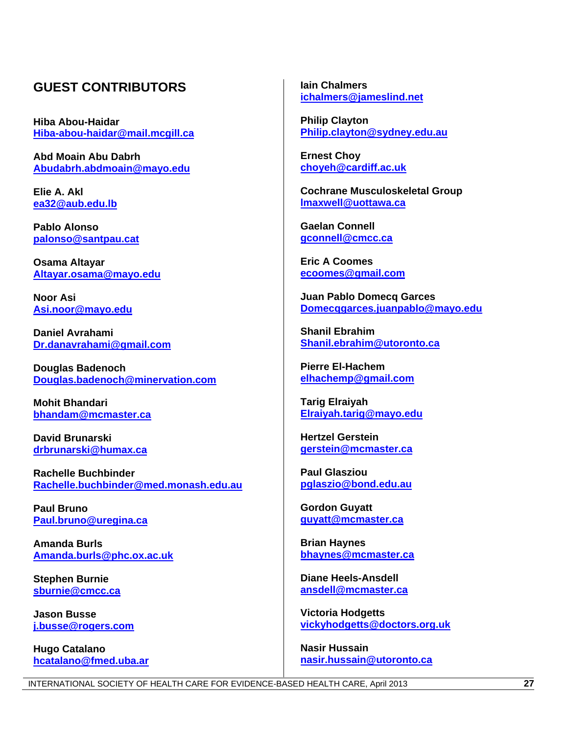## GUEST CONTRIBUTORS

**Hiba Abou-Haidar**
Hiba-abou-haidar@mail.mcgill.ca

**Abd Moain Abu Dabrh**
Abudabrh.abdmoain@mayo.edu

**Elie A. Akl**
ea32@aub.edu.lb

**Pablo Alonso**
palonso@santpau.cat

**Osama Altayar**
Altayar.osama@mayo.edu

**Noor Asi**
Asi.noor@mayo.edu

**Daniel Avrahami**
Dr.danavrahami@gmail.com

**Douglas Badenoch**
Douglas.badenoch@minervation.com

**Mohit Bhandari**
bhandam@mcmaster.ca

**David Brunarski**
drbrunarski@humax.ca

**Rachelle Buchbinder**
Rachelle.buchbinder@med.monash.edu.au

**Paul Bruno**
Paul.bruno@uregina.ca

**Amanda Burls**
Amanda.burls@phc.ox.ac.uk

**Stephen Burnie**
sburnie@cmcc.ca

**Jason Busse**
j.busse@rogers.com

**Hugo Catalano**
hcatalano@fmed.uba.ar

**Iain Chalmers**
ichalmers@jameslind.net

**Philip Clayton**
Philip.clayton@sydney.edu.au

**Ernest Choy**
choyeh@cardiff.ac.uk

**Cochrane Musculoskeletal Group**
lmaxwell@uottawa.ca

**Gaelan Connell**
gconnell@cmcc.ca

**Eric A Coomes**
ecoomes@gmail.com

**Juan Pablo Domecq Garces**
Domecqgarces.juanpablo@mayo.edu

**Shanil Ebrahim**
Shanil.ebrahim@utoronto.ca

**Pierre El-Hachem**
elhachemp@gmail.com

**Tarig Elraiyah**
Elraiyah.tarig@mayo.edu

**Hertzel Gerstein**
gerstein@mcmaster.ca

**Paul Glasziou**
pglaszio@bond.edu.au

**Gordon Guyatt**
guyatt@mcmaster.ca

**Brian Haynes**
bhaynes@mcmaster.ca

**Diane Heels-Ansdell**
ansdell@mcmaster.ca

**Victoria Hodgetts**
vickyhodgetts@doctors.org.uk

**Nasir Hussain**
nasir.hussain@utoronto.ca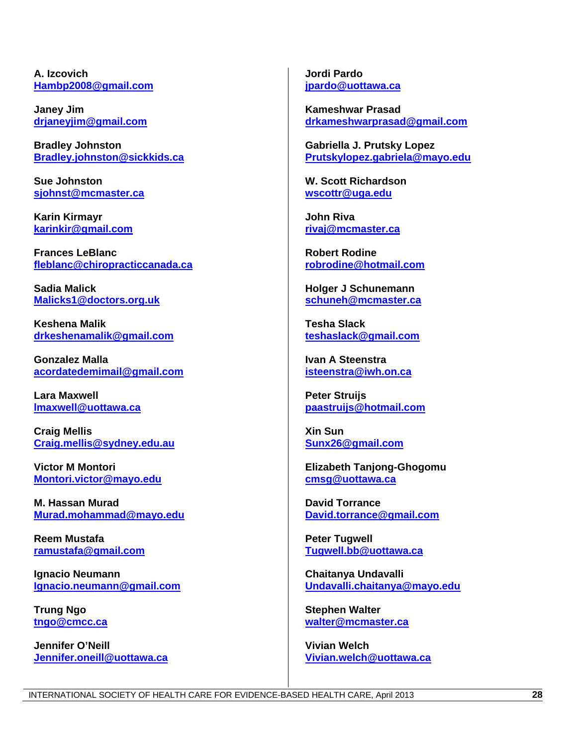**A. Izcovich**
[Hambp2008@gmail.com](mailto:Hambp2008@gmail.com)

**Janey Jim**
[drjaneyjim@gmail.com](mailto:drjaneyjim@gmail.com)

**Bradley Johnston**
[Bradley.johnston@sickkids.ca](mailto:Bradley.johnston@sickkids.ca)

**Sue Johnston**
[sjohnst@mcmaster.ca](mailto:sjohnst@mcmaster.ca)

**Karin Kirmayr**
[karinkir@gmail.com](mailto:karinkir@gmail.com)

**Frances LeBlanc**
[fleblanc@chiropracticcanada.ca](mailto:fleblanc@chiropracticcanada.ca)

**Sadia Malick**
[Malicks1@doctors.org.uk](mailto:Malicks1@doctors.org.uk)

**Keshena Malik**
[drkeshenamalik@gmail.com](mailto:drkeshenamalik@gmail.com)

**Gonzalez Malla**
[acordatedemimail@gmail.com](mailto:acordatedemimail@gmail.com)

**Lara Maxwell**
[lmaxwell@uottawa.ca](mailto:lmaxwell@uottawa.ca)

**Craig Mellis**
[Craig.mellis@sydney.edu.au](mailto:Craig.mellis@sydney.edu.au)

**Victor M Montori**
[Montori.victor@mayo.edu](mailto:Montori.victor@mayo.edu)

**M. Hassan Murad**
[Murad.mohammad@mayo.edu](mailto:Murad.mohammad@mayo.edu)

**Reem Mustafa**
[ramustafa@gmail.com](mailto:ramustafa@gmail.com)

**Ignacio Neumann**
[Ignacio.neumann@gmail.com](mailto:Ignacio.neumann@gmail.com)

**Trung Ngo**
[tngo@cmcc.ca](mailto:tngo@cmcc.ca)

**Jennifer O'Neill**
[Jennifer.oneill@uottawa.ca](mailto:Jennifer.oneill@uottawa.ca)

**Jordi Pardo**
[jpardo@uottawa.ca](mailto:jpardo@uottawa.ca)

**Kameshwar Prasad**
[drkameshwarprasad@gmail.com](mailto:drkameshwarprasad@gmail.com)

**Gabriella J. Prutsky Lopez**
[Prutskylopez.gabriela@mayo.edu](mailto:Prutskylopez.gabriela@mayo.edu)

**W. Scott Richardson**
[wscottr@uga.edu](mailto:wscottr@uga.edu)

**John Riva**
[rivaj@mcmaster.ca](mailto:rivaj@mcmaster.ca)

**Robert Rodine**
[robrodine@hotmail.com](mailto:robrodine@hotmail.com)

**Holger J Schunemann**
[schuneh@mcmaster.ca](mailto:schuneh@mcmaster.ca)

**Tesha Slack**
[teshaslack@gmail.com](mailto:teshaslack@gmail.com)

**Ivan A Steenstra**
[isteenstra@iwh.on.ca](mailto:isteenstra@iwh.on.ca)

**Peter Struijs**
[paastruijs@hotmail.com](mailto:paastruijs@hotmail.com)

**Xin Sun**
[Sunx26@gmail.com](mailto:Sunx26@gmail.com)

**Elizabeth Tanjong-Ghogomu**
[cmsg@uottawa.ca](mailto:cmsg@uottawa.ca)

**David Torrance**
[David.torrance@gmail.com](mailto:David.torrance@gmail.com)

**Peter Tugwell**
[Tugwell.bb@uottawa.ca](mailto:Tugwell.bb@uottawa.ca)

**Chaitanya Undavalli**
[Undavalli.chaitanya@mayo.edu](mailto:Undavalli.chaitanya@mayo.edu)

**Stephen Walter**
[walter@mcmaster.ca](mailto:walter@mcmaster.ca)

**Vivian Welch**
[Vivian.welch@uottawa.ca](mailto:Vivian.welch@uottawa.ca)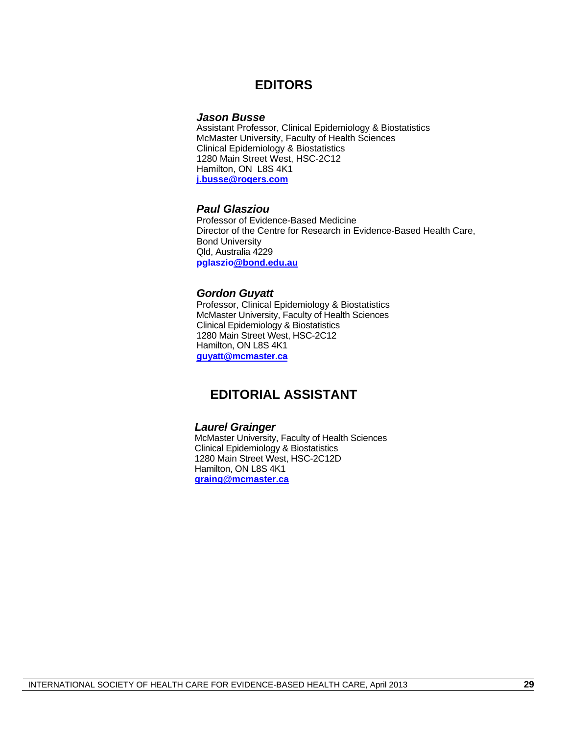# EDITORS

***Jason Busse***
Assistant Professor, Clinical Epidemiology & Biostatistics
McMaster University, Faculty of Health Sciences
Clinical Epidemiology & Biostatistics
1280 Main Street West, HSC-2C12
Hamilton, ON L8S 4K1
**j.busse@rogers.com**

***Paul Glasziou***
Professor of Evidence-Based Medicine
Director of the Centre for Research in Evidence-Based Health Care,
Bond University
Qld, Australia 4229
**pglaszio@bond.edu.au**

***Gordon Guyatt***
Professor, Clinical Epidemiology & Biostatistics
McMaster University, Faculty of Health Sciences
Clinical Epidemiology & Biostatistics
1280 Main Street West, HSC-2C12
Hamilton, ON L8S 4K1
**guyatt@mcmaster.ca**

# EDITORIAL ASSISTANT

***Laurel Grainger***
McMaster University, Faculty of Health Sciences
Clinical Epidemiology & Biostatistics
1280 Main Street West, HSC-2C12D
Hamilton, ON L8S 4K1
**graing@mcmaster.ca**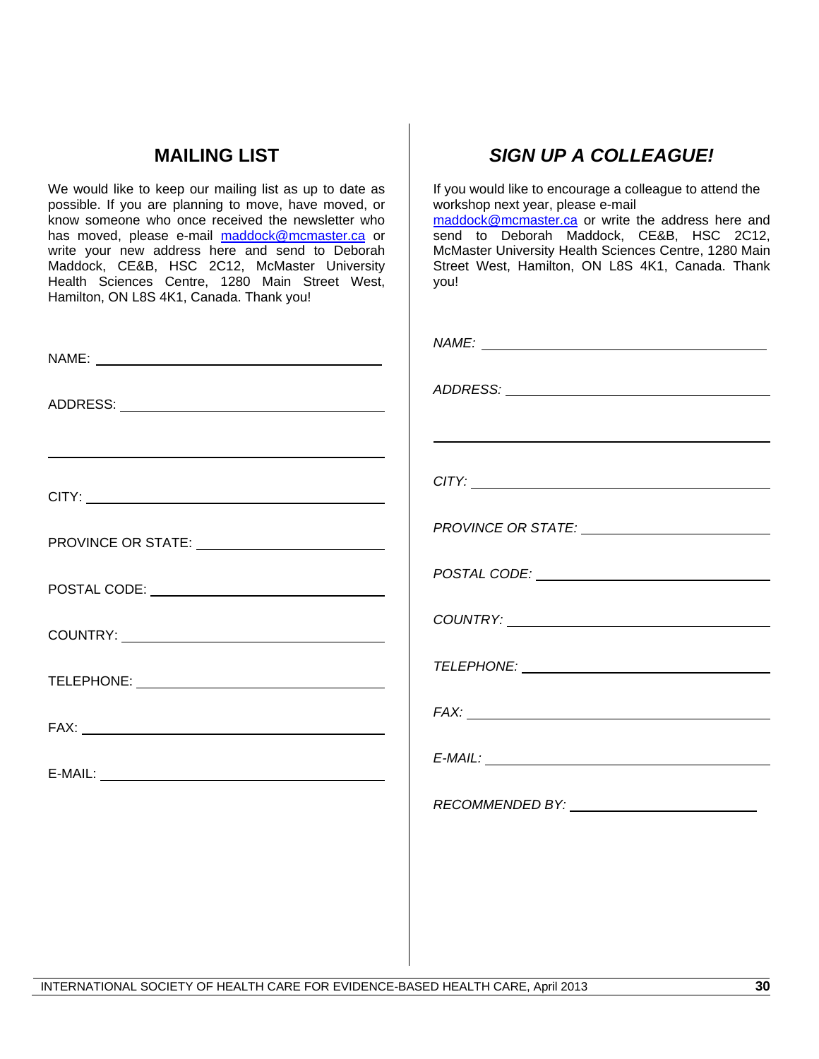## MAILING LIST

We would like to keep our mailing list as up to date as possible. If you are planning to move, have moved, or know someone who once received the newsletter who has moved, please e-mail maddock@mcmaster.ca or write your new address here and send to Deborah Maddock, CE&B, HSC 2C12, McMaster University Health Sciences Centre, 1280 Main Street West, Hamilton, ON L8S 4K1, Canada. Thank you!

NAME: ______________________________

ADDRESS: ______________________________

______________________________

CITY: ______________________________

PROVINCE OR STATE: ______________________________

POSTAL CODE: ______________________________

COUNTRY: ______________________________

TELEPHONE: ______________________________

FAX: ______________________________

E-MAIL: ______________________________

## *SIGN UP A COLLEAGUE!*

If you would like to encourage a colleague to attend the workshop next year, please e-mail maddock@mcmaster.ca or write the address here and send to Deborah Maddock, CE&B, HSC 2C12, McMaster University Health Sciences Centre, 1280 Main Street West, Hamilton, ON L8S 4K1, Canada. Thank you!

*NAME:* ______________________________

*ADDRESS:* ______________________________

______________________________

*CITY:* ______________________________

*PROVINCE OR STATE:* ______________________________

*POSTAL CODE:* ______________________________

*COUNTRY:* ______________________________

*TELEPHONE:* ______________________________

*FAX:* ______________________________

*E-MAIL:* ______________________________

*RECOMMENDED BY:* ______________________________